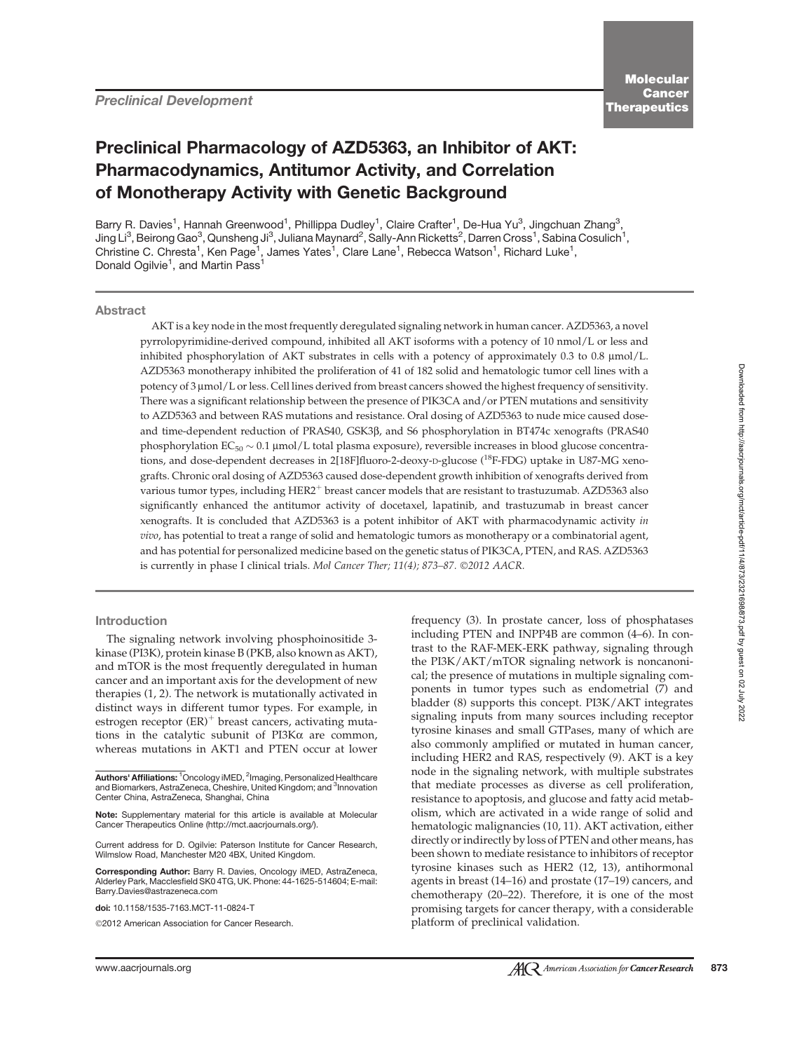Preclinical Development

# Preclinical Pharmacology of AZD5363, an Inhibitor of AKT: Pharmacodynamics, Antitumor Activity, and Correlation of Monotherapy Activity with Genetic Background

Barry R. Davies[1], Hannah Greenwood[1], Phillippa Dudley[1], Claire Crafter[1], De-Hua Yu[3], Jingchuan Zhang[3], Jing Li[3], Beirong Gao[3], Qunsheng Ji[3], Juliana Maynard[2], Sally-Ann Ricketts[2], Darren Cross[1], Sabina Cosulich[1], Christine C. Chresta[1], Ken Page[1], James Yates[1], Clare Lane[1], Rebecca Watson[1], Richard Luke[1], Donald Ogilvie[1], and Martin Pass[1]

## Abstract

AKT is a key node in the most frequently deregulated signaling network in human cancer. AZD5363, a novel pyrrolopyrimidine-derived compound, inhibited all AKT isoforms with a potency of 10 nmol/L or less and inhibited phosphorylation of AKT substrates in cells with a potency of approximately 0.3 to 0.8 μmol/L. AZD5363 monotherapy inhibited the proliferation of 41 of 182 solid and hematologic tumor cell lines with a potency of 3 μmol/L or less. Cell lines derived from breast cancers showed the highest frequency of sensitivity. There was a significant relationship between the presence of PIK3CA and/or PTEN mutations and sensitivity to AZD5363 and between RAS mutations and resistance. Oral dosing of AZD5363 to nude mice caused dose- and time-dependent reduction of PRAS40, GSK3β, and S6 phosphorylation in BT474c xenografts (PRAS40 phosphorylation $EC_{50}$ ~ 0.1 μmol/L total plasma exposure), reversible increases in blood glucose concentrations, and dose-dependent decreases in 2[18F]fluoro-2-deoxy-D-glucose ($^{18}$F-FDG) uptake in U87-MG xenografts. Chronic oral dosing of AZD5363 caused dose-dependent growth inhibition of xenografts derived from various tumor types, including HER2$^+$ breast cancer models that are resistant to trastuzumab. AZD5363 also significantly enhanced the antitumor activity of docetaxel, lapatinib, and trastuzumab in breast cancer xenografts. It is concluded that AZD5363 is a potent inhibitor of AKT with pharmacodynamic activity *in vivo*, has potential to treat a range of solid and hematologic tumors as monotherapy or a combinatorial agent, and has potential for personalized medicine based on the genetic status of PIK3CA, PTEN, and RAS. AZD5363 is currently in phase I clinical trials. *Mol Cancer Ther; 11(4); 873–87. ©2012 AACR.*

## Introduction

The signaling network involving phosphoinositide 3-kinase (PI3K), protein kinase B (PKB, also known as AKT), and mTOR is the most frequently deregulated in human cancer and an important axis for the development of new therapies (1, 2). The network is mutationally activated in distinct ways in different tumor types. For example, in estrogen receptor (ER)$^+$ breast cancers, activating mutations in the catalytic subunit of PI3Kα are common, whereas mutations in AKT1 and PTEN occur at lower frequency (3). In prostate cancer, loss of phosphatases including PTEN and INPP4B are common (4–6). In contrast to the RAF-MEK-ERK pathway, signaling through the PI3K/AKT/mTOR signaling network is noncanonical; the presence of mutations in multiple signaling components in tumor types such as endometrial (7) and bladder (8) supports this concept. PI3K/AKT integrates signaling inputs from many sources including receptor tyrosine kinases and small GTPases, many of which are also commonly amplified or mutated in human cancer, including HER2 and RAS, respectively (9). AKT is a key node in the signaling network, with multiple substrates that mediate processes as diverse as cell proliferation, resistance to apoptosis, and glucose and fatty acid metabolism, which are activated in a wide range of solid and hematologic malignancies (10, 11). AKT activation, either directly or indirectly by loss of PTEN and other means, has been shown to mediate resistance to inhibitors of receptor tyrosine kinases such as HER2 (12, 13), antihormonal agents in breast (14–16) and prostate (17–19) cancers, and chemotherapy (20–22). Therefore, it is one of the most promising targets for cancer therapy, with a considerable platform of preclinical validation.

**Authors' Affiliations:** [1]Oncology iMED, [2]Imaging, Personalized Healthcare and Biomarkers, AstraZeneca, Cheshire, United Kingdom; and [3]Innovation Center China, AstraZeneca, Shanghai, China

**Note:** Supplementary material for this article is available at Molecular Cancer Therapeutics Online (http://mct.aacrjournals.org/).

Current address for D. Ogilvie: Paterson Institute for Cancer Research, Wilmslow Road, Manchester M20 4BX, United Kingdom.

**Corresponding Author:** Barry R. Davies, Oncology iMED, AstraZeneca, Alderley Park, Macclesfield SK0 4TG, UK. Phone: 44-1625-514604; E-mail: Barry.Davies@astrazeneca.com

**doi:** 10.1158/1535-7163.MCT-11-0824-T

©2012 American Association for Cancer Research.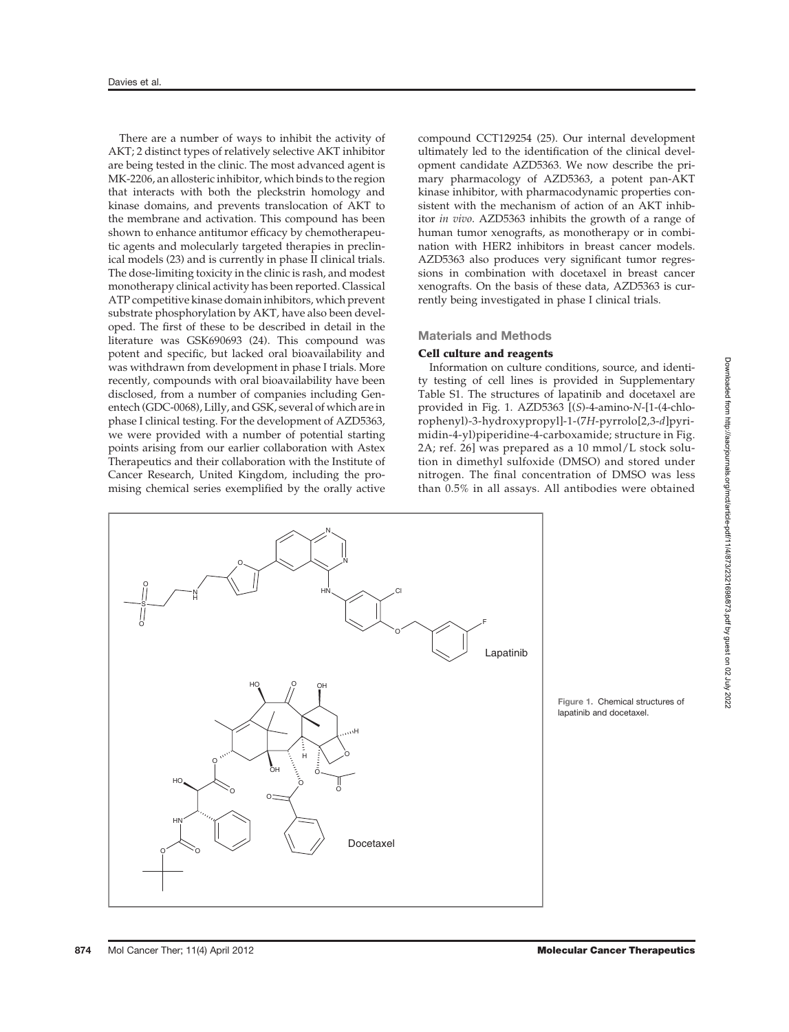There are a number of ways to inhibit the activity of AKT; 2 distinct types of relatively selective AKT inhibitor are being tested in the clinic. The most advanced agent is MK-2206, an allosteric inhibitor, which binds to the region that interacts with both the pleckstrin homology and kinase domains, and prevents translocation of AKT to the membrane and activation. This compound has been shown to enhance antitumor efficacy by chemotherapeutic agents and molecularly targeted therapies in preclinical models (23) and is currently in phase II clinical trials. The dose-limiting toxicity in the clinic is rash, and modest monotherapy clinical activity has been reported. Classical ATP competitive kinase domain inhibitors, which prevent substrate phosphorylation by AKT, have also been developed. The first of these to be described in detail in the literature was GSK690693 (24). This compound was potent and specific, but lacked oral bioavailability and was withdrawn from development in phase I trials. More recently, compounds with oral bioavailability have been disclosed, from a number of companies including Genentech (GDC-0068), Lilly, and GSK, several of which are in phase I clinical testing. For the development of AZD5363, we were provided with a number of potential starting points arising from our earlier collaboration with Astex Therapeutics and their collaboration with the Institute of Cancer Research, United Kingdom, including the promising chemical series exemplified by the orally active compound CCT129254 (25). Our internal development ultimately led to the identification of the clinical development candidate AZD5363. We now describe the primary pharmacology of AZD5363, a potent pan-AKT kinase inhibitor, with pharmacodynamic properties consistent with the mechanism of action of an AKT inhibitor *in vivo*. AZD5363 inhibits the growth of a range of human tumor xenografts, as monotherapy or in combination with HER2 inhibitors in breast cancer models. AZD5363 also produces very significant tumor regressions in combination with docetaxel in breast cancer xenografts. On the basis of these data, AZD5363 is currently being investigated in phase I clinical trials.

## Materials and Methods

### Cell culture and reagents

Information on culture conditions, source, and identity testing of cell lines is provided in Supplementary Table S1. The structures of lapatinib and docetaxel are provided in Fig. 1. AZD5363 [(*S*)-4-amino-*N*-[1-(4-chlorophenyl)-3-hydroxypropyl]-1-(7*H*-pyrrolo[2,3-*d*]pyrimidin-4-yl)piperidine-4-carboxamide; structure in Fig. 2A; ref. 26] was prepared as a 10 mmol/L stock solution in dimethyl sulfoxide (DMSO) and stored under nitrogen. The final concentration of DMSO was less than 0.5% in all assays. All antibodies were obtained

Figure 1. Chemical structures of lapatinib and docetaxel.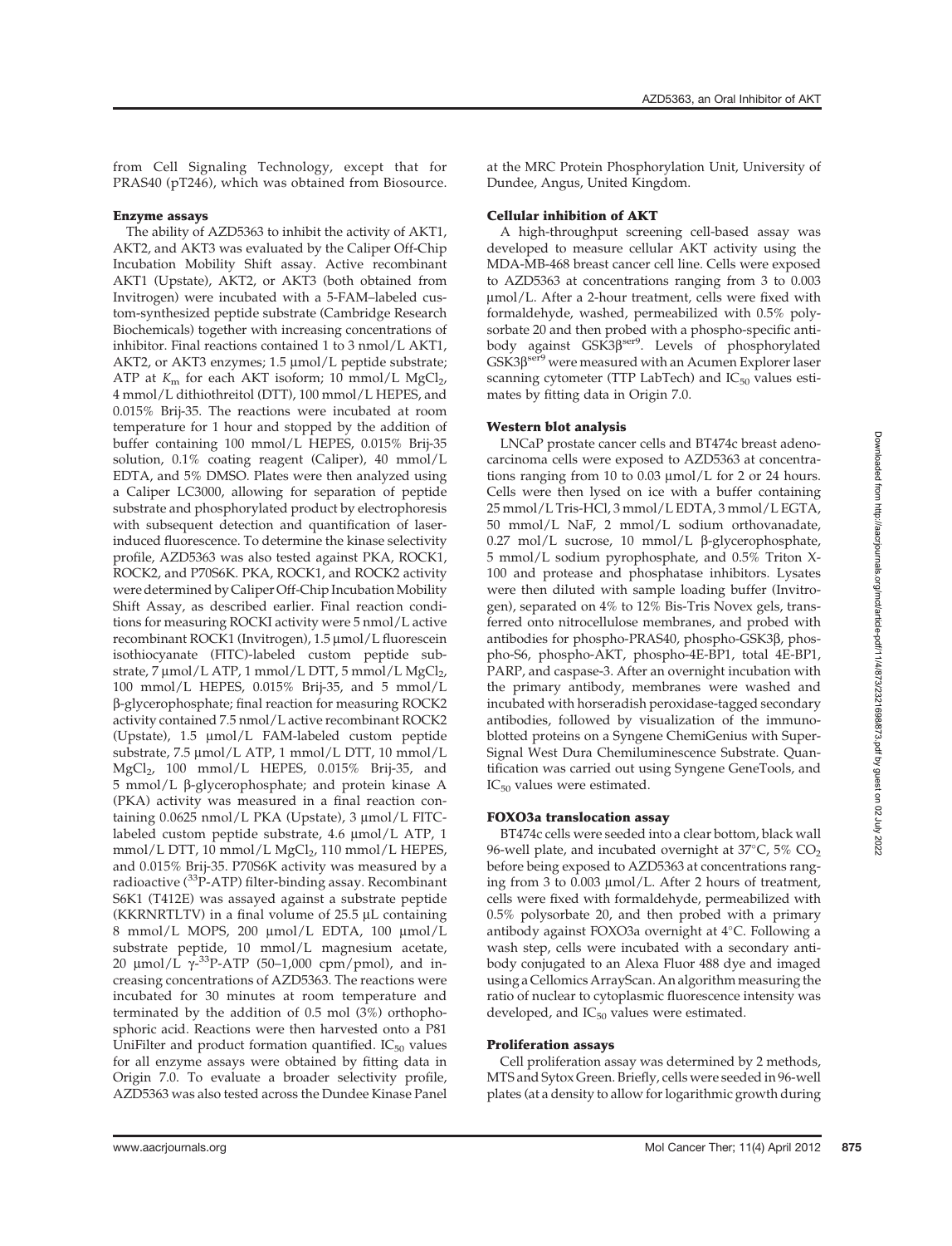from Cell Signaling Technology, except that for PRAS40 (pT246), which was obtained from Biosource.

#### Enzyme assays

The ability of AZD5363 to inhibit the activity of AKT1, AKT2, and AKT3 was evaluated by the Caliper Off-Chip Incubation Mobility Shift assay. Active recombinant AKT1 (Upstate), AKT2, or AKT3 (both obtained from Invitrogen) were incubated with a 5-FAM–labeled custom-synthesized peptide substrate (Cambridge Research Biochemicals) together with increasing concentrations of inhibitor. Final reactions contained 1 to 3 nmol/L AKT1, AKT2, or AKT3 enzymes; 1.5 µmol/L peptide substrate; ATP at $K_m$ for each AKT isoform; 10 mmol/L $MgCl_2$, 4 mmol/L dithiothreitol (DTT), 100 mmol/L HEPES, and 0.015% Brij-35. The reactions were incubated at room temperature for 1 hour and stopped by the addition of buffer containing 100 mmol/L HEPES, 0.015% Brij-35 solution, 0.1% coating reagent (Caliper), 40 mmol/L EDTA, and 5% DMSO. Plates were then analyzed using a Caliper LC3000, allowing for separation of peptide substrate and phosphorylated product by electrophoresis with subsequent detection and quantification of laser-induced fluorescence. To determine the kinase selectivity profile, AZD5363 was also tested against PKA, ROCK1, ROCK2, and P70S6K. PKA, ROCK1, and ROCK2 activity were determined by Caliper Off-Chip Incubation Mobility Shift Assay, as described earlier. Final reaction conditions for measuring ROCKI activity were 5 nmol/L active recombinant ROCK1 (Invitrogen), 1.5 µmol/L fluorescein isothiocyanate (FITC)-labeled custom peptide substrate, 7 µmol/L ATP, 1 mmol/L DTT, 5 mmol/L $MgCl_2$, 100 mmol/L HEPES, 0.015% Brij-35, and 5 mmol/L β-glycerophosphate; final reaction for measuring ROCK2 activity contained 7.5 nmol/L active recombinant ROCK2 (Upstate), 1.5 µmol/L FAM-labeled custom peptide substrate, 7.5 µmol/L ATP, 1 mmol/L DTT, 10 mmol/L $MgCl_2$, 100 mmol/L HEPES, 0.015% Brij-35, and 5 mmol/L β-glycerophosphate; and protein kinase A (PKA) activity was measured in a final reaction containing 0.0625 nmol/L PKA (Upstate), 3 µmol/L FITC-labeled custom peptide substrate, 4.6 µmol/L ATP, 1 mmol/L DTT, 10 mmol/L $MgCl_2$, 110 mmol/L HEPES, and 0.015% Brij-35. P70S6K activity was measured by a radioactive ($^{33}$P-ATP) filter-binding assay. Recombinant S6K1 (T412E) was assayed against a substrate peptide (KKRNRTLTV) in a final volume of 25.5 µL containing 8 mmol/L MOPS, 200 µmol/L EDTA, 100 µmol/L substrate peptide, 10 mmol/L magnesium acetate, 20 µmol/L $\gamma$-$^{33}$P-ATP (50–1,000 cpm/pmol), and increasing concentrations of AZD5363. The reactions were incubated for 30 minutes at room temperature and terminated by the addition of 0.5 mol (3%) orthophosphoric acid. Reactions were then harvested onto a P81 UniFilter and product formation quantified. $IC_{50}$ values for all enzyme assays were obtained by fitting data in Origin 7.0. To evaluate a broader selectivity profile, AZD5363 was also tested across the Dundee Kinase Panel at the MRC Protein Phosphorylation Unit, University of Dundee, Angus, United Kingdom.

#### Cellular inhibition of AKT

A high-throughput screening cell-based assay was developed to measure cellular AKT activity using the MDA-MB-468 breast cancer cell line. Cells were exposed to AZD5363 at concentrations ranging from 3 to 0.003 µmol/L. After a 2-hour treatment, cells were fixed with formaldehyde, washed, permeabilized with 0.5% polysorbate 20 and then probed with a phospho-specific antibody against GSK3β$^{ser9}$. Levels of phosphorylated GSK3β$^{ser9}$ were measured with an Acumen Explorer laser scanning cytometer (TTP LabTech) and $IC_{50}$ values estimates by fitting data in Origin 7.0.

#### Western blot analysis

LNCaP prostate cancer cells and BT474c breast adenocarcinoma cells were exposed to AZD5363 at concentrations ranging from 10 to 0.03 µmol/L for 2 or 24 hours. Cells were then lysed on ice with a buffer containing 25 mmol/L Tris-HCl, 3 mmol/L EDTA, 3 mmol/L EGTA, 50 mmol/L NaF, 2 mmol/L sodium orthovanadate, 0.27 mol/L sucrose, 10 mmol/L β-glycerophosphate, 5 mmol/L sodium pyrophosphate, and 0.5% Triton X-100 and protease and phosphatase inhibitors. Lysates were then diluted with sample loading buffer (Invitrogen), separated on 4% to 12% Bis-Tris Novex gels, transferred onto nitrocellulose membranes, and probed with antibodies for phospho-PRAS40, phospho-GSK3β, phospho-S6, phospho-AKT, phospho-4E-BP1, total 4E-BP1, PARP, and caspase-3. After an overnight incubation with the primary antibody, membranes were washed and incubated with horseradish peroxidase-tagged secondary antibodies, followed by visualization of the immunoblotted proteins on a Syngene ChemiGenius with SuperSignal West Dura Chemiluminescence Substrate. Quantification was carried out using Syngene GeneTools, and $IC_{50}$ values were estimated.

#### FOXO3a translocation assay

BT474c cells were seeded into a clear bottom, black wall 96-well plate, and incubated overnight at 37°C, 5% $CO_2$ before being exposed to AZD5363 at concentrations ranging from 3 to 0.003 µmol/L. After 2 hours of treatment, cells were fixed with formaldehyde, and then probed with a primary antibody against FOXO3a overnight at 4°C. Following a wash step, cells were incubated with a secondary antibody conjugated to an Alexa Fluor 488 dye and imaged using a Cellomics ArrayScan. An algorithm measuring the ratio of nuclear to cytoplasmic fluorescence intensity was developed, and $IC_{50}$ values were estimated.

#### Proliferation assays

Cell proliferation assay was determined by 2 methods, MTS and Sytox Green. Briefly, cells were seeded in 96-well plates (at a density to allow for logarithmic growth during

from Cell Signaling Technology, except that for PRAS40 (pT246), which was obtained from Biosource.

#### Enzyme assays

The ability of AZD5363 to inhibit the activity of AKT1, AKT2, and AKT3 was evaluated by the Caliper Off-Chip Incubation Mobility Shift assay. Active recombinant AKT1 (Upstate), AKT2, or AKT3 (both obtained from Invitrogen) were incubated with a 5-FAM–labeled custom-synthesized peptide substrate (Cambridge Research Biochemicals) together with increasing concentrations of inhibitor. Final reactions contained 1 to 3 nmol/L AKT1, AKT2, or AKT3 enzymes; 1.5 µmol/L peptide substrate; ATP at $K_m$ for each AKT isoform; 10 mmol/L $MgCl_2$, 4 mmol/L dithiothreitol (DTT), 100 mmol/L HEPES, and 0.015% Brij-35. The reactions were incubated at room temperature for 1 hour and stopped by the addition of buffer containing 100 mmol/L HEPES, 0.015% Brij-35 solution, 0.1% coating reagent (Caliper), 40 mmol/L EDTA, and 5% DMSO. Plates were then analyzed using a Caliper LC3000, allowing for separation of peptide substrate and phosphorylated product by electrophoresis with subsequent detection and quantification of laser-induced fluorescence. To determine the kinase selectivity profile, AZD5363 was also tested against PKA, ROCK1, ROCK2, and P70S6K. PKA, ROCK1, and ROCK2 activity were determined by Caliper Off-Chip Incubation Mobility Shift Assay, as described earlier. Final reaction conditions for measuring ROCKI activity were 5 nmol/L active recombinant ROCK1 (Invitrogen), 1.5 µmol/L fluorescein isothiocyanate (FITC)-labeled custom peptide substrate, 7 µmol/L ATP, 1 mmol/L DTT, 5 mmol/L $MgCl_2$, 100 mmol/L HEPES, 0.015% Brij-35, and 5 mmol/L β-glycerophosphate; final reaction for measuring ROCK2 activity contained 7.5 nmol/L active recombinant ROCK2 (Upstate), 1.5 µmol/L FAM-labeled custom peptide substrate, 7.5 µmol/L ATP, 1 mmol/L DTT, 10 mmol/L $MgCl_2$, 100 mmol/L HEPES, 0.015% Brij-35, and 5 mmol/L β-glycerophosphate; and protein kinase A (PKA) activity was measured in a final reaction containing 0.0625 nmol/L PKA (Upstate), 3 µmol/L FITC-labeled custom peptide substrate, 4.6 µmol/L ATP, 1 mmol/L DTT, 10 mmol/L $MgCl_2$, 110 mmol/L HEPES, and 0.015% Brij-35. P70S6K activity was measured by a radioactive ($^{33}$P-ATP) filter-binding assay. Recombinant S6K1 (T412E) was assayed against a substrate peptide (KKRNRTLTV) in a final volume of 25.5 µL containing 8 mmol/L MOPS, 200 µmol/L EDTA, 100 µmol/L substrate peptide, 10 mmol/L magnesium acetate, 20 µmol/L $\gamma$-$^{33}$P-ATP (50–1,000 cpm/pmol), and increasing concentrations of AZD5363. The reactions were incubated for 30 minutes at room temperature and terminated by the addition of 0.5 mol (3%) orthophosphoric acid. Reactions were then harvested onto a P81 UniFilter and product formation quantified. $IC_{50}$ values for all enzyme assays were obtained by fitting data in Origin 7.0. To evaluate a broader selectivity profile, AZD5363 was also tested across the Dundee Kinase Panel at the MRC Protein Phosphorylation Unit, University of Dundee, Angus, United Kingdom.

#### Cellular inhibition of AKT

A high-throughput screening cell-based assay was developed to measure cellular AKT activity using the MDA-MB-468 breast cancer cell line. Cells were exposed to AZD5363 at concentrations ranging from 3 to 0.003 µmol/L. After a 2-hour treatment, cells were fixed with formaldehyde, washed, permeabilized with 0.5% polysorbate 20 and then probed with a phospho-specific antibody against GSK3β$^{ser9}$. Levels of phosphorylated GSK3β$^{ser9}$ were measured with an Acumen Explorer laser scanning cytometer (TTP LabTech) and $IC_{50}$ values estimates by fitting data in Origin 7.0.

#### Western blot analysis

LNCaP prostate cancer cells and BT474c breast adenocarcinoma cells were exposed to AZD5363 at concentrations ranging from 10 to 0.03 µmol/L for 2 or 24 hours. Cells were then lysed on ice with a buffer containing 25 mmol/L Tris-HCl, 3 mmol/L EDTA, 3 mmol/L EGTA, 50 mmol/L NaF, 2 mmol/L sodium orthovanadate, 0.27 mol/L sucrose, 10 mmol/L β-glycerophosphate, 5 mmol/L sodium pyrophosphate, and 0.5% Triton X-100 and protease and phosphatase inhibitors. Lysates were then diluted with sample loading buffer (Invitrogen), separated on 4% to 12% Bis-Tris Novex gels, transferred onto nitrocellulose membranes, and probed with antibodies for phospho-PRAS40, phospho-GSK3β, phospho-S6, phospho-AKT, phospho-4E-BP1, total 4E-BP1, PARP, and caspase-3. After an overnight incubation with the primary antibody, membranes were washed and incubated with horseradish peroxidase-tagged secondary antibodies, followed by visualization of the immunoblotted proteins on a Syngene ChemiGenius with SuperSignal West Dura Chemiluminescence Substrate. Quantification was carried out using Syngene GeneTools, and $IC_{50}$ values were estimated.

#### FOXO3a translocation assay

BT474c cells were seeded into a clear bottom, black wall 96-well plate, and incubated overnight at 37°C, 5% $CO_2$ before being exposed to AZD5363 at concentrations ranging from 3 to 0.003 µmol/L. After 2 hours of treatment, cells were fixed with formaldehyde, permeabilized with 0.5% polysorbate 20, and then probed with a primary antibody against FOXO3a overnight at 4°C. Following a wash step, cells were incubated with a secondary antibody conjugated to an Alexa Fluor 488 dye and imaged using a Cellomics ArrayScan. An algorithm measuring the ratio of nuclear to cytoplasmic fluorescence intensity was developed, and $IC_{50}$ values were estimated.

#### Proliferation assays

Cell proliferation assay was determined by 2 methods, MTS and Sytox Green. Briefly, cells were seeded in 96-well plates (at a density to allow for logarithmic growth during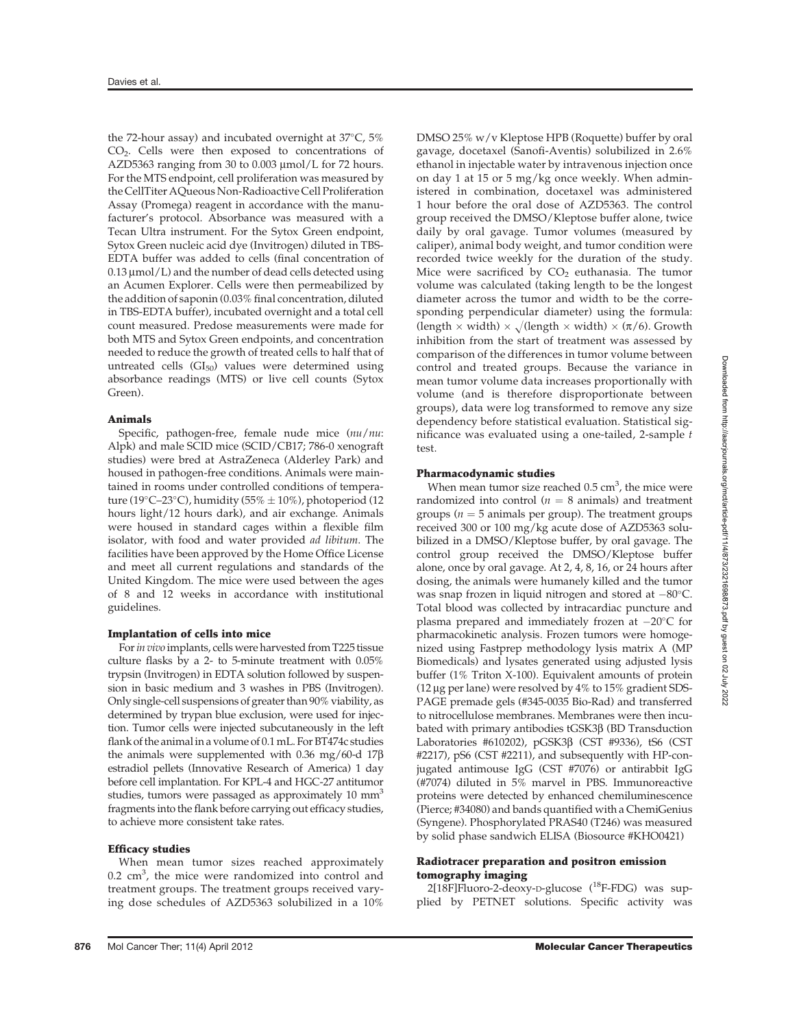the 72-hour assay) and incubated overnight at 37°C, 5% $CO_2$. Cells were then exposed to concentrations of AZD5363 ranging from 30 to 0.003 μmol/L for 72 hours. For the MTS endpoint, cell proliferation was measured by the CellTiter AQueous Non-Radioactive Cell Proliferation Assay (Promega) reagent in accordance with the manufacturer's protocol. Absorbance was measured with a Tecan Ultra instrument. For the Sytox Green endpoint, Sytox Green nucleic acid dye (Invitrogen) diluted in TBS-EDTA buffer was added to cells (final concentration of 0.13 μmol/L) and the number of dead cells detected using an Acumen Explorer. Cells were then permeabilized by the addition of saponin (0.03% final concentration, diluted in TBS-EDTA buffer), incubated overnight and a total cell count measured. Predose measurements were made for both MTS and Sytox Green endpoints, and concentration needed to reduce the growth of treated cells to half that of untreated cells ($GI_{50}$) values were determined using absorbance readings (MTS) or live cell counts (Sytox Green).

### Animals

Specific, pathogen-free, female nude mice (*nu/nu*: Alpk) and male SCID mice (SCID/CB17; 786-0 xenograft studies) were bred at AstraZeneca (Alderley Park) and housed in pathogen-free conditions. Animals were maintained in rooms under controlled conditions of temperature (19°C–23°C), humidity (55% ± 10%), photoperiod (12 hours light/12 hours dark), and air exchange. Animals were housed in standard cages within a flexible film isolator, with food and water provided *ad libitum*. The facilities have been approved by the Home Office License and meet all current regulations and standards of the United Kingdom. The mice were used between the ages of 8 and 12 weeks in accordance with institutional guidelines.

### Implantation of cells into mice

For *in vivo* implants, cells were harvested from T225 tissue culture flasks by a 2- to 5-minute treatment with 0.05% trypsin (Invitrogen) in EDTA solution followed by suspension in basic medium and 3 washes in PBS (Invitrogen). Only single-cell suspensions of greater than 90% viability, as determined by trypan blue exclusion, were used for injection. Tumor cells were injected subcutaneously in the left flank of the animal in a volume of 0.1 mL. For BT474c studies the animals were supplemented with 0.36 mg/60-d 17β estradiol pellets (Innovative Research of America) 1 day before cell implantation. For KPL-4 and HGC-27 antitumor studies, tumors were passaged as approximately 10 $mm^3$ fragments into the flank before carrying out efficacy studies, to achieve more consistent take rates.

### Efficacy studies

When mean tumor sizes reached approximately 0.2 $cm^3$, the mice were randomized into control and treatment groups. The treatment groups received varying dose schedules of AZD5363 solubilized in a 10% DMSO 25% w/v Kleptose HPB (Roquette) buffer by oral gavage, docetaxel (Sanofi-Aventis) solubilized in 2.6% ethanol in injectable water by intravenous injection once on day 1 at 15 or 5 mg/kg once weekly. When administered in combination, docetaxel was administered 1 hour before the oral dose of AZD5363. The control group received the DMSO/Kleptose buffer alone, twice daily by oral gavage. Tumor volumes (measured by caliper), animal body weight, and tumor condition were recorded twice weekly for the duration of the study. Mice were sacrificed by $CO_2$ euthanasia. The tumor volume was calculated (taking length to be the longest diameter across the tumor and width to be the corresponding perpendicular diameter) using the formula: $(\text{length} \times \text{width}) \times \sqrt{(\text{length} \times \text{width})} \times (\pi/6)$. Growth inhibition from the start of treatment was assessed by comparison of the differences in tumor volume between control and treated groups. Because the variance in mean tumor volume data increases proportionally with volume (and is therefore disproportionate between groups), data were log transformed to remove any size dependency before statistical evaluation. Statistical significance was evaluated using a one-tailed, 2-sample *t* test.

### Pharmacodynamic studies

When mean tumor size reached 0.5 $cm^3$, the mice were randomized into control ($n = 8$ animals) and treatment groups ($n = 5$ animals per group). The treatment groups received 300 or 100 mg/kg acute dose of AZD5363 solubilized in a DMSO/Kleptose buffer, by oral gavage. The control group received the DMSO/Kleptose buffer alone, once by oral gavage. At 2, 4, 8, 16, or 24 hours after dosing, the animals were humanely killed and the tumor was snap frozen in liquid nitrogen and stored at −80°C. Total blood was collected by intracardiac puncture and plasma prepared and immediately frozen at −20°C for pharmacokinetic analysis. Frozen tumors were homogenized using Fastprep methodology lysis matrix A (MP Biomedicals) and lysates generated using adjusted lysis buffer (1% Triton X-100). Equivalent amounts of protein (12 μg per lane) were resolved by 4% to 15% gradient SDS-PAGE premade gels (#345-0035 Bio-Rad) and transferred to nitrocellulose membranes. Membranes were then incubated with primary antibodies tGSK3β (BD Transduction Laboratories #610202), pGSK3β (CST #9336), tS6 (CST #2217), pS6 (CST #2211), and subsequently with HP-conjugated antimouse IgG (CST #7076) or antirabbit IgG (#7074) diluted in 5% marvel in PBS. Immunoreactive proteins were detected by enhanced chemiluminescence (Pierce; #34080) and bands quantified with a ChemiGenius (Syngene). Phosphorylated PRAS40 (T246) was measured by solid phase sandwich ELISA (Biosource #KHO0421)

### Radiotracer preparation and positron emission tomography imaging

2[18F]Fluoro-2-deoxy-D-glucose ($^{18}$F-FDG) was supplied by PETNET solutions. Specific activity was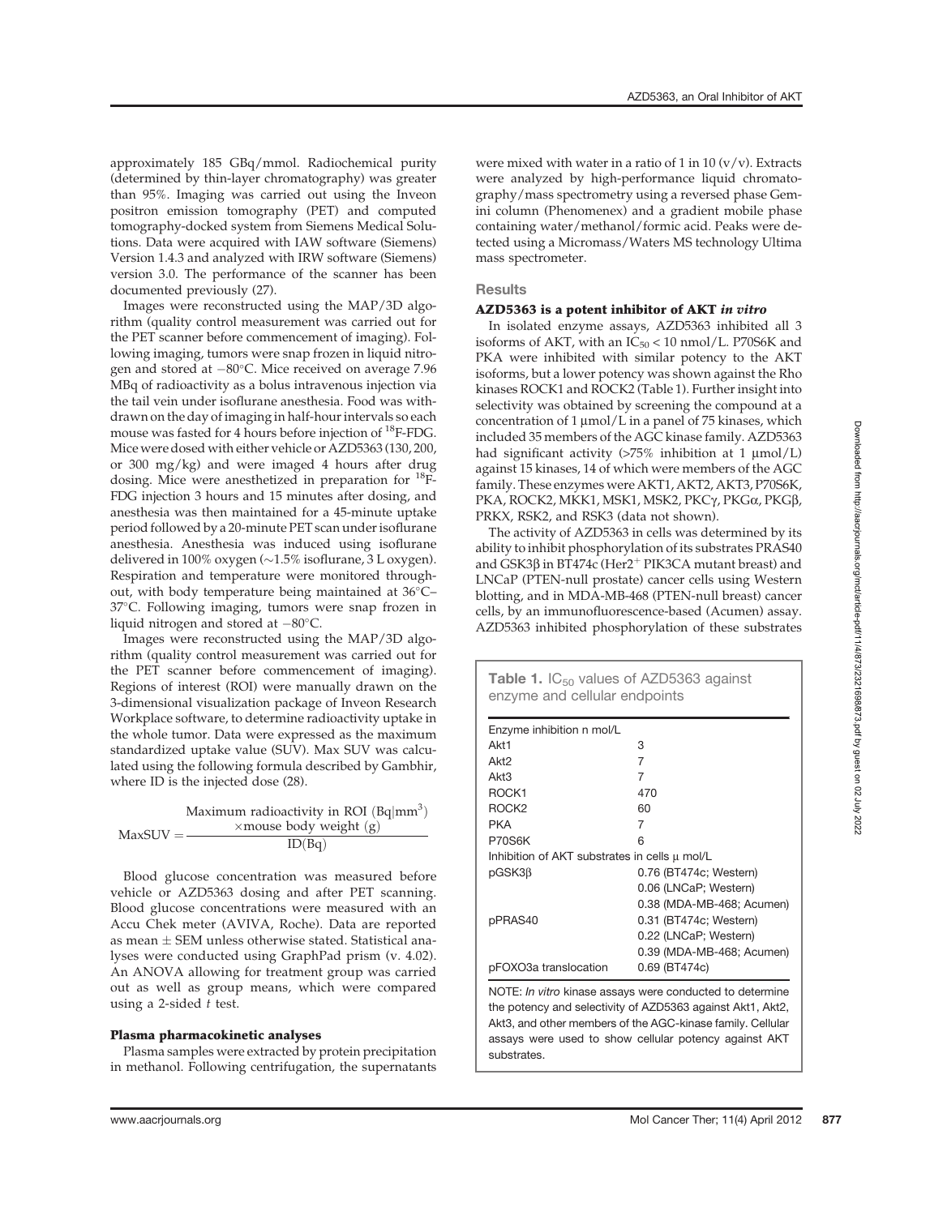approximately 185 GBq/mmol. Radiochemical purity (determined by thin-layer chromatography) was greater than 95%. Imaging was carried out using the Inveon positron emission tomography (PET) and computed tomography-docked system from Siemens Medical Solutions. Data were acquired with IAW software (Siemens) Version 1.4.3 and analyzed with IRW software (Siemens) version 3.0. The performance of the scanner has been documented previously (27).

Images were reconstructed using the MAP/3D algorithm (quality control measurement was carried out for the PET scanner before commencement of imaging). Following imaging, tumors were snap frozen in liquid nitrogen and stored at −80°C. Mice received on average 7.96 MBq of radioactivity as a bolus intravenous injection via the tail vein under isoflurane anesthesia. Food was withdrawn on the day of imaging in half-hour intervals so each mouse was fasted for 4 hours before injection of $^{18}$F-FDG. Mice were dosed with either vehicle or AZD5363 (130, 200, or 300 mg/kg) and were imaged 4 hours after drug dosing. Mice were anesthetized in preparation for $^{18}$F-FDG injection 3 hours and 15 minutes after dosing, and anesthesia was then maintained for a 45-minute uptake period followed by a 20-minute PET scan under isoflurane anesthesia. Anesthesia was induced using isoflurane delivered in 100% oxygen (~1.5% isoflurane, 3 L oxygen). Respiration and temperature were monitored throughout, with body temperature being maintained at 36°C–37°C. Following imaging, tumors were snap frozen in liquid nitrogen and stored at −80°C.

Images were reconstructed using the MAP/3D algorithm (quality control measurement was carried out for the PET scanner before commencement of imaging). Regions of interest (ROI) were manually drawn on the 3-dimensional visualization package of Inveon Research Workplace software, to determine radioactivity uptake in the whole tumor. Data were expressed as the maximum standardized uptake value (SUV). Max SUV was calculated using the following formula described by Gambhir, where ID is the injected dose (28).

$$\text{MaxSUV} = \frac{\text{Maximum radioactivity in ROI (Bq|mm}^3\text{)} \times \text{mouse body weight (g)}}{\text{ID(Bq)}}$$

Blood glucose concentration was measured before vehicle or AZD5363 dosing and after PET scanning. Blood glucose concentrations were measured with an Accu Chek meter (AVIVA, Roche). Data are reported as mean ± SEM unless otherwise stated. Statistical analyses were conducted using GraphPad prism (v. 4.02). An ANOVA allowing for treatment group was carried out as well as group means, which were compared using a 2-sided *t* test.

#### Plasma pharmacokinetic analyses

Plasma samples were extracted by protein precipitation in methanol. Following centrifugation, the supernatants were mixed with water in a ratio of 1 in 10 (v/v). Extracts were analyzed by high-performance liquid chromatography/mass spectrometry using a reversed phase Gemini column (Phenomenex) and a gradient mobile phase containing water/methanol/formic acid. Peaks were detected using a Micromass/Waters MS technology Ultima mass spectrometer.

## Results

#### AZD5363 is a potent inhibitor of AKT *in vitro*

In isolated enzyme assays, AZD5363 inhibited all 3 isoforms of AKT, with an $IC_{50}$ < 10 nmol/L. P70S6K and PKA were inhibited with similar potency to the AKT isoforms, but a lower potency was shown against the Rho kinases ROCK1 and ROCK2 (Table 1). Further insight into selectivity was obtained by screening the compound at a concentration of 1 μmol/L in a panel of 75 kinases, which included 35 members of the AGC kinase family. AZD5363 had significant activity (>75% inhibition at 1 μmol/L) against 15 kinases, 14 of which were members of the AGC family. These enzymes were AKT1, AKT2, AKT3, P70S6K, PKA, ROCK2, MKK1, MSK1, MSK2, PKCγ, PKGα, PKGβ, PRKX, RSK2, and RSK3 (data not shown).

The activity of AZD5363 in cells was determined by its ability to inhibit phosphorylation of its substrates PRAS40 and GSK3β in BT474c (Her2$^+$ PIK3CA mutant breast) and LNCaP (PTEN-null prostate) cancer cells using Western blotting, and in MDA-MB-468 (PTEN-null breast) cancer cells, by an immunofluorescence-based (Acumen) assay. AZD5363 inhibited phosphorylation of these substrates

**Table 1.** $IC_{50}$ values of AZD5363 against enzyme and cellular endpoints

| Enzyme inhibition n mol/L | |
|---|---|
| Akt1 | 3 |
| Akt2 | 7 |
| Akt3 | 7 |
| ROCK1 | 470 |
| ROCK2 | 60 |
| PKA | 7 |
| P70S6K | 6 |
| Inhibition of AKT substrates in cells μ mol/L | |
| pGSK3β | 0.76 (BT474c; Western) |
| | 0.06 (LNCaP; Western) |
| | 0.38 (MDA-MB-468; Acumen) |
| pPRAS40 | 0.31 (BT474c; Western) |
| | 0.22 (LNCaP; Western) |
| | 0.39 (MDA-MB-468; Acumen) |
| pFOXO3a translocation | 0.69 (BT474c) |

NOTE: *In vitro* kinase assays were conducted to determine the potency and selectivity of AZD5363 against Akt1, Akt2, Akt3, and other members of the AGC-kinase family. Cellular assays were used to show cellular potency against AKT substrates.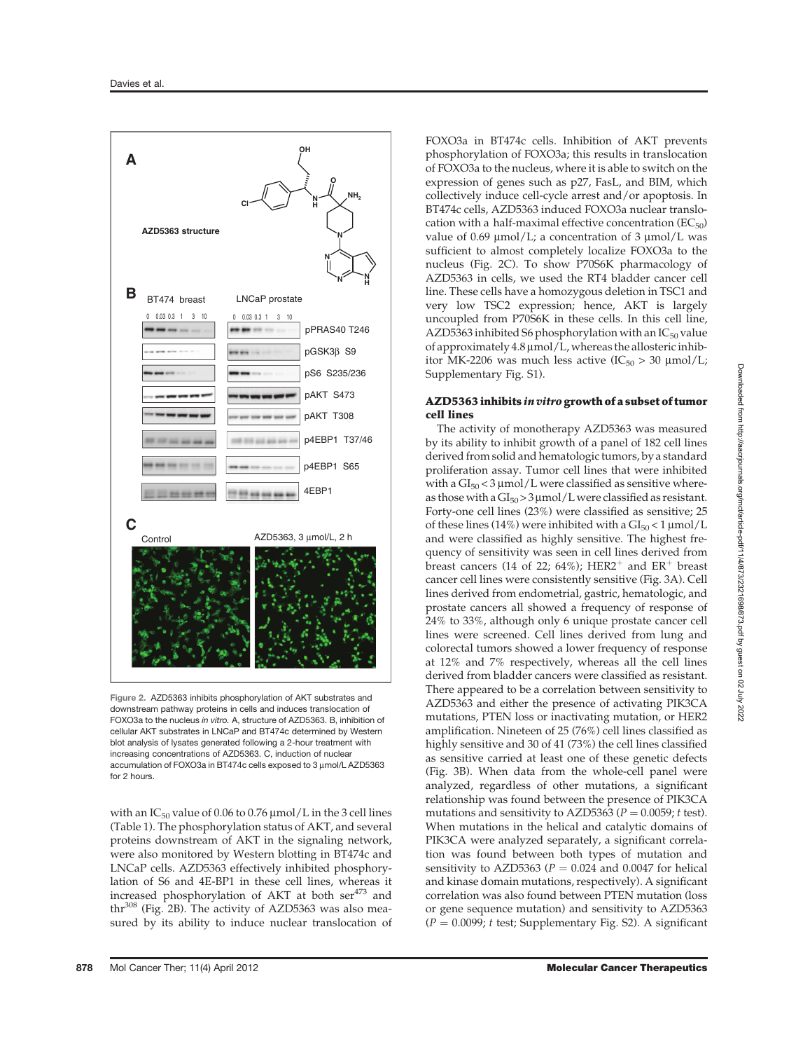Figure 2. AZD5363 inhibits phosphorylation of AKT substrates and downstream pathway proteins in cells and induces translocation of FOXO3a to the nucleus *in vitro*. A, structure of AZD5363. B, inhibition of cellular AKT substrates in LNCaP and BT474c determined by Western blot analysis of lysates generated following a 2-hour treatment with increasing concentrations of AZD5363. C, induction of nuclear accumulation of FOXO3a in BT474c cells exposed to 3 μmol/L AZD5363 for 2 hours.

with an $IC_{50}$ value of 0.06 to 0.76 μmol/L in the 3 cell lines (Table 1). The phosphorylation status of AKT, and several proteins downstream of AKT in the signaling network, were also monitored by Western blotting in BT474c and LNCaP cells. AZD5363 effectively inhibited phosphorylation of S6 and 4E-BP1 in these cell lines, whereas it increased phosphorylation of AKT at both $ser^{473}$ and $thr^{308}$ (Fig. 2B). The activity of AZD5363 was also measured by its ability to induce nuclear translocation of FOXO3a in BT474c cells. Inhibition of AKT prevents phosphorylation of FOXO3a; this results in translocation of FOXO3a to the nucleus, where it is able to switch on the expression of genes such as p27, FasL, and BIM, which collectively induce cell-cycle arrest and/or apoptosis. In BT474c cells, AZD5363 induced FOXO3a nuclear translocation with a half-maximal effective concentration ($EC_{50}$) value of 0.69 μmol/L; a concentration of 3 μmol/L was sufficient to almost completely localize FOXO3a to the nucleus (Fig. 2C). To show P70S6K pharmacology of AZD5363 in cells, we used the RT4 bladder cancer cell line. These cells have a homozygous deletion in TSC1 and very low TSC2 expression; hence, AKT is largely uncoupled from P70S6K in these cells. In this cell line, AZD5363 inhibited S6 phosphorylation with an $IC_{50}$ value of approximately 4.8 μmol/L, whereas the allosteric inhibitor MK-2206 was much less active ($IC_{50} > 30$ μmol/L; Supplementary Fig. S1).

### AZD5363 inhibits *in vitro* growth of a subset of tumor cell lines

The activity of monotherapy AZD5363 was measured by its ability to inhibit growth of a panel of 182 cell lines derived from solid and hematologic tumors, by a standard proliferation assay. Tumor cell lines that were inhibited with a $GI_{50} < 3$ μmol/L were classified as sensitive whereas those with a $GI_{50} > 3$ μmol/L were classified as resistant. Forty-one cell lines (23%) were classified as sensitive; 25 of these lines (14%) were inhibited with a $GI_{50} < 1$ μmol/L and were classified as highly sensitive. The highest frequency of sensitivity was seen in cell lines derived from breast cancers (14 of 22; 64%); $HER2^{+}$ and $ER^{+}$ breast cancer cell lines were consistently sensitive (Fig. 3A). Cell lines derived from endometrial, gastric, hematologic, and prostate cancers all showed a frequency of response of 24% to 33%, although only 6 unique prostate cancer cell lines were screened. Cell lines derived from lung and colorectal tumors showed a lower frequency of response at 12% and 7% respectively, whereas all the cell lines derived from bladder cancers were classified as resistant. There appeared to be a correlation between sensitivity to AZD5363 and either the presence of activating PIK3CA mutations, PTEN loss or inactivating mutation, or HER2 amplification. Nineteen of 25 (76%) cell lines classified as highly sensitive and 30 of 41 (73%) the cell lines classified as sensitive carried at least one of these genetic defects (Fig. 3B). When data from the whole-cell panel were analyzed, regardless of other mutations, a significant relationship was found between the presence of PIK3CA mutations and sensitivity to AZD5363 ($P = 0.0059$; *t* test). When mutations in the helical and catalytic domains of PIK3CA were analyzed separately, a significant correlation was found between both types of mutation and sensitivity to AZD5363 ($P = 0.024$ and 0.0047 for helical and kinase domain mutations, respectively). A significant correlation was also found between PTEN mutation (loss or gene sequence mutation) and sensitivity to AZD5363 ($P = 0.0099$; *t* test; Supplementary Fig. S2). A significant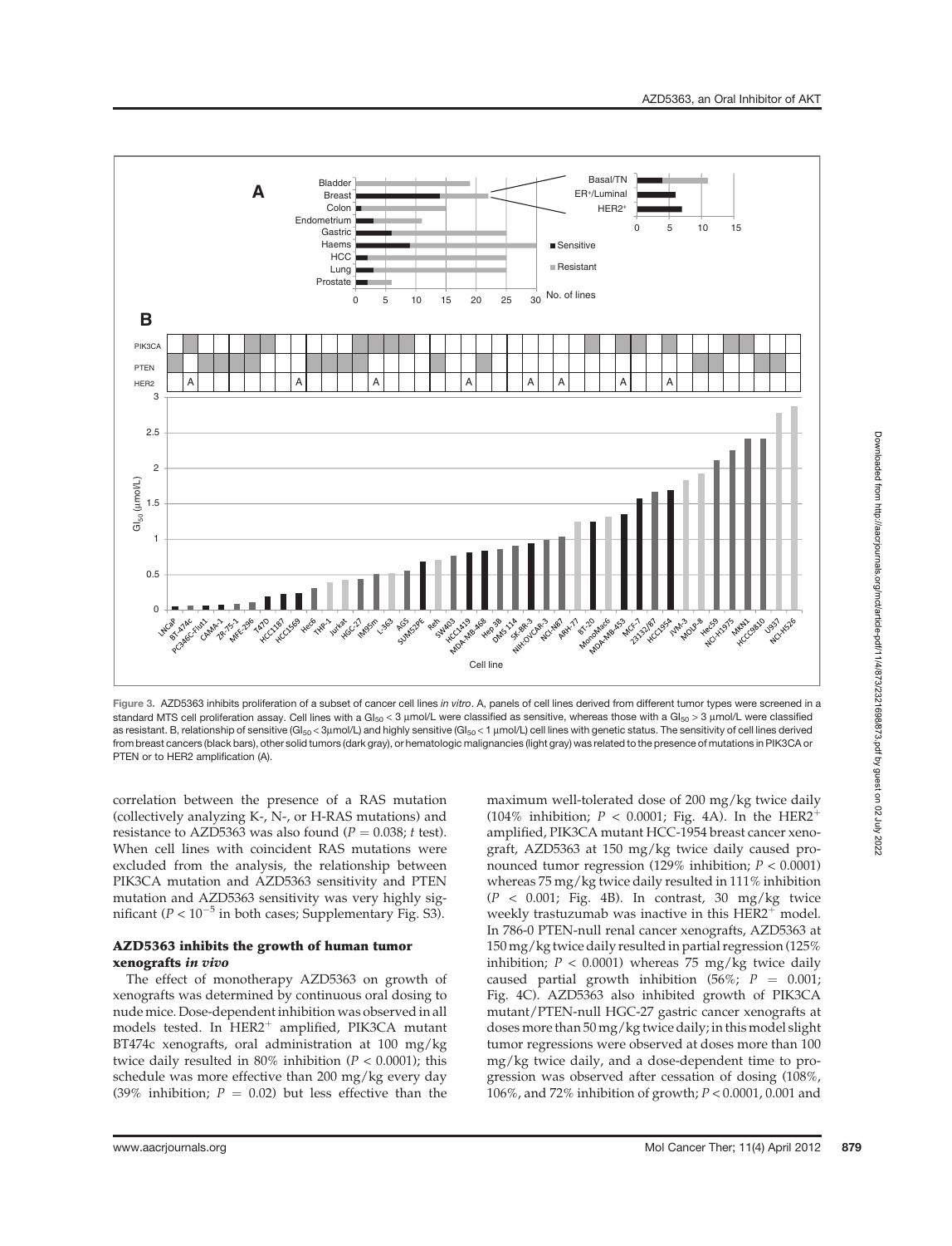Figure 3. AZD5363 inhibits proliferation of a subset of cancer cell lines *in vitro*. A, panels of cell lines derived from different tumor types were screened in a standard MTS cell proliferation assay. Cell lines with a $GI_{50}$ < 3 μmol/L were classified as sensitive, whereas those with a $GI_{50}$ > 3 μmol/L were classified as resistant. B, relationship of sensitive ($GI_{50}$ < 3μmol/L) and highly sensitive ($GI_{50}$ < 1 μmol/L) cell lines with genetic status. The sensitivity of cell lines derived from breast cancers (black bars), other solid tumors (dark gray), or hematologic malignancies (light gray) was related to the presence of mutations in PIK3CA or PTEN or to HER2 amplification (A).

correlation between the presence of a RAS mutation (collectively analyzing K-, N-, or H-RAS mutations) and resistance to AZD5363 was also found ($P = 0.038$; *t* test). When cell lines with coincident RAS mutations were excluded from the analysis, the relationship between PIK3CA mutation and AZD5363 sensitivity and PTEN mutation and AZD5363 sensitivity was very highly significant ($P < 10^{-5}$ in both cases; Supplementary Fig. S3).

### AZD5363 inhibits the growth of human tumor xenografts *in vivo*

The effect of monotherapy AZD5363 on growth of xenografts was determined by continuous oral dosing to nude mice. Dose-dependent inhibition was observed in all models tested. In $HER2^+$ amplified, PIK3CA mutant BT474c xenografts, oral administration at 100 mg/kg twice daily resulted in 80% inhibition ($P < 0.0001$); this schedule was more effective than 200 mg/kg every day (39% inhibition; $P = 0.02$) but less effective than the maximum well-tolerated dose of 200 mg/kg twice daily (104% inhibition; $P < 0.0001$; Fig. 4A). In the $HER2^+$ amplified, PIK3CA mutant HCC-1954 breast cancer xenograft, AZD5363 at 150 mg/kg twice daily caused pronounced tumor regression (129% inhibition; $P < 0.0001$) whereas 75 mg/kg twice daily resulted in 111% inhibition ($P < 0.001$; Fig. 4B). In contrast, 30 mg/kg twice weekly trastuzumab was inactive in this $HER2^+$ model. In 786-0 PTEN-null renal cancer xenografts, AZD5363 at 150 mg/kg twice daily resulted in partial regression (125% inhibition; $P < 0.0001$) whereas 75 mg/kg twice daily caused partial growth inhibition (56%; $P = 0.001$; Fig. 4C). AZD5363 also inhibited growth of PIK3CA mutant/PTEN-null HGC-27 gastric cancer xenografts at doses more than 50 mg/kg twice daily; in this model slight tumor regressions were observed at doses more than 100 mg/kg twice daily, and a dose-dependent time to progression was observed after cessation of dosing (108%, 106%, and 72% inhibition of growth; $P < 0.0001$, 0.001 and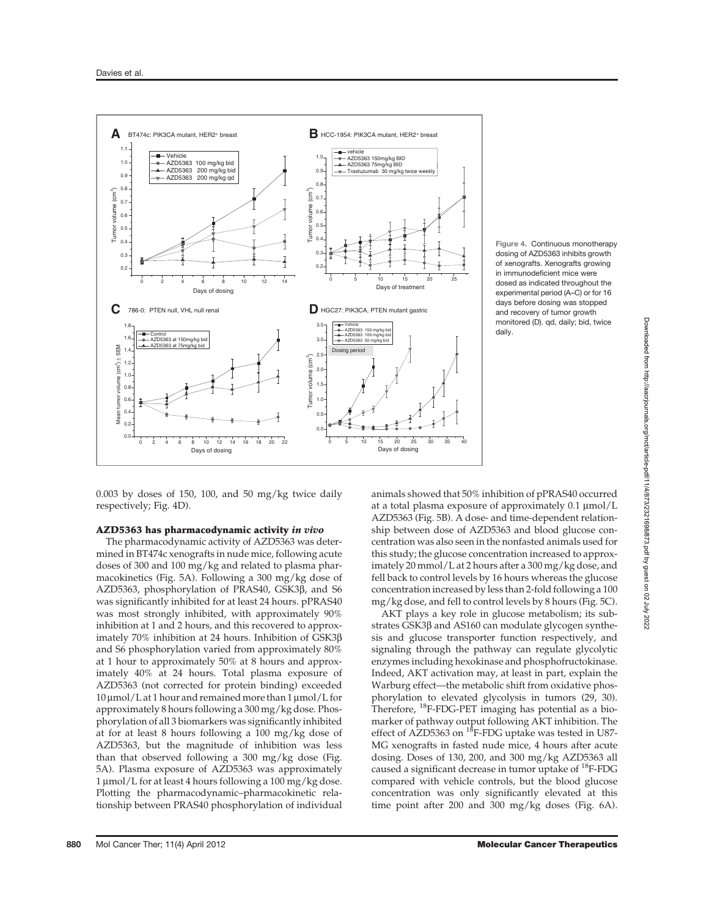Figure 4. Continuous monotherapy dosing of AZD5363 inhibits growth of xenografts. Xenografts growing in immunodeficient mice were dosed as indicated throughout the experimental period (A–C) or for 16 days before dosing was stopped and recovery of tumor growth monitored (D). qd, daily; bid, twice daily.

0.003 by doses of 150, 100, and 50 mg/kg twice daily respectively; Fig. 4D).

### AZD5363 has pharmacodynamic activity *in vivo*

The pharmacodynamic activity of AZD5363 was determined in BT474c xenografts in nude mice, following acute doses of 300 and 100 mg/kg and related to plasma pharmacokinetics (Fig. 5A). Following a 300 mg/kg dose of AZD5363, phosphorylation of PRAS40, GSK3β, and S6 was significantly inhibited for at least 24 hours. pPRAS40 was most strongly inhibited, with approximately 90% inhibition at 1 and 2 hours, and this recovered to approximately 70% inhibition at 24 hours. Inhibition of GSK3β and S6 phosphorylation varied from approximately 80% at 1 hour to approximately 50% at 8 hours and approximately 40% at 24 hours. Total plasma exposure of AZD5363 (not corrected for protein binding) exceeded 10 μmol/L at 1 hour and remained more than 1 μmol/L for approximately 8 hours following a 300 mg/kg dose. Phosphorylation of all 3 biomarkers was significantly inhibited at for at least 8 hours following a 100 mg/kg dose of AZD5363, but the magnitude of inhibition was less than that observed following a 300 mg/kg dose (Fig. 5A). Plasma exposure of AZD5363 was approximately 1 μmol/L for at least 4 hours following a 100 mg/kg dose. Plotting the pharmacodynamic–pharmacokinetic relationship between PRAS40 phosphorylation of individual animals showed that 50% inhibition of pPRAS40 occurred at a total plasma exposure of approximately 0.1 μmol/L AZD5363 (Fig. 5B). A dose- and time-dependent relationship between dose of AZD5363 and blood glucose concentration was also seen in the nonfasted animals used for this study; the glucose concentration increased to approximately 20 mmol/L at 2 hours after a 300 mg/kg dose, and fell back to control levels by 16 hours whereas the glucose concentration increased by less than 2-fold following a 100 mg/kg dose, and fell to control levels by 8 hours (Fig. 5C).

AKT plays a key role in glucose metabolism; its substrates GSK3β and AS160 can modulate glycogen synthesis and glucose transporter function respectively, and signaling through the pathway can regulate glycolytic enzymes including hexokinase and phosphofructokinase. Indeed, AKT activation may, at least in part, explain the Warburg effect—the metabolic shift from oxidative phosphorylation to elevated glycolysis in tumors (29, 30). Therefore, $^{18}$F-FDG-PET imaging has potential as a biomarker of pathway output following AKT inhibition. The effect of AZD5363 on $^{18}$F-FDG uptake was tested in U87-MG xenografts in fasted nude mice, 4 hours after acute dosing. Doses of 130, 200, and 300 mg/kg AZD5363 all caused a significant decrease in tumor uptake of $^{18}$F-FDG compared with vehicle controls, but the blood glucose concentration was only significantly elevated at this time point after 200 and 300 mg/kg doses (Fig. 6A).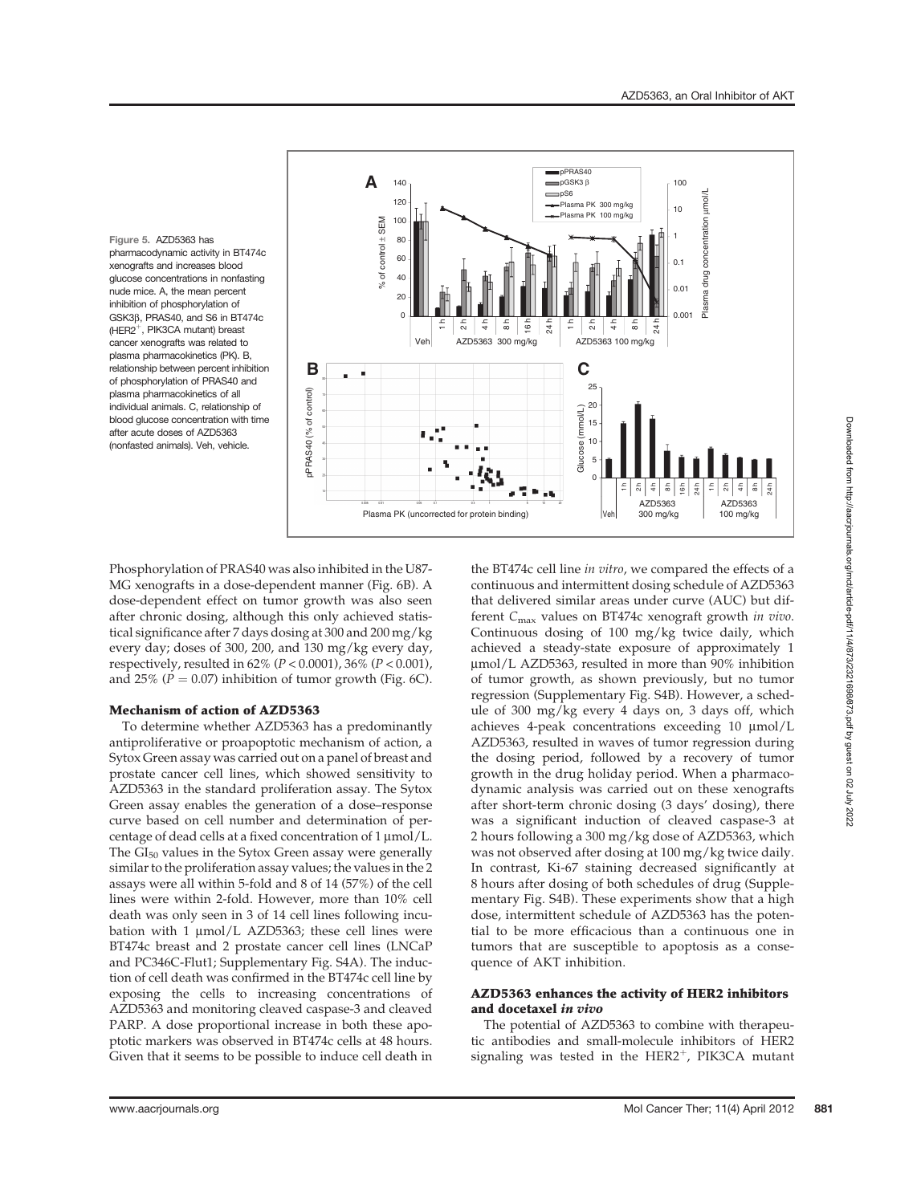**Figure 5.** AZD5363 has pharmacodynamic activity in BT474c xenografts and increases blood glucose concentrations in nonfasting nude mice. A, the mean percent inhibition of phosphorylation of GSK3β, PRAS40, and S6 in BT474c ($HER2^+$, PIK3CA mutant) breast cancer xenografts was related to plasma pharmacokinetics (PK). B, relationship between percent inhibition of phosphorylation of PRAS40 and plasma pharmacokinetics of all individual animals. C, relationship of blood glucose concentration with time after acute doses of AZD5363 (nonfasted animals). Veh, vehicle.

Phosphorylation of PRAS40 was also inhibited in the U87-MG xenografts in a dose-dependent manner (Fig. 6B). A dose-dependent effect on tumor growth was also seen after chronic dosing, although this only achieved statistical significance after 7 days dosing at 300 and 200 mg/kg every day; doses of 300, 200, and 130 mg/kg every day, respectively, resulted in 62% ($P < 0.0001$), 36% ($P < 0.001$), and 25% ($P = 0.07$) inhibition of tumor growth (Fig. 6C).

### Mechanism of action of AZD5363

To determine whether AZD5363 has a predominantly antiproliferative or proapoptotic mechanism of action, a Sytox Green assay was carried out on a panel of breast and prostate cancer cell lines, which showed sensitivity to AZD5363 in the standard proliferation assay. The Sytox Green assay enables the generation of a dose–response curve based on cell number and determination of percentage of dead cells at a fixed concentration of 1 μmol/L. The $GI_{50}$ values in the Sytox Green assay were generally similar to the proliferation assay values; the values in the 2 assays were all within 5-fold and 8 of 14 (57%) of the cell lines were within 2-fold. However, more than 10% cell death was only seen in 3 of 14 cell lines following incubation with 1 μmol/L AZD5363; these cell lines were BT474c breast and 2 prostate cancer cell lines (LNCaP and PC346C-Flut1; Supplementary Fig. S4A). The induction of cell death was confirmed in the BT474c cell line by exposing the cells to increasing concentrations of AZD5363 and monitoring cleaved caspase-3 and cleaved PARP. A dose proportional increase in both these apoptotic markers was observed in BT474c cells at 48 hours. Given that it seems to be possible to induce cell death in the BT474c cell line *in vitro*, we compared the effects of a continuous and intermittent dosing schedule of AZD5363 that delivered similar areas under curve (AUC) but different $C_{max}$ values on BT474c xenograft growth *in vivo*. Continuous dosing of 100 mg/kg twice daily, which achieved a steady-state exposure of approximately 1 μmol/L AZD5363, resulted in more than 90% inhibition of tumor growth, as shown previously, but no tumor regression (Supplementary Fig. S4B). However, a schedule of 300 mg/kg every 4 days on, 3 days off, which achieves 4-peak concentrations exceeding 10 μmol/L AZD5363, resulted in waves of tumor regression during the dosing period, followed by a recovery of tumor growth in the drug holiday period. When a pharmacodynamic analysis was carried out on these xenografts after short-term chronic dosing (3 days' dosing), there was a significant induction of cleaved caspase-3 at 2 hours following a 300 mg/kg dose of AZD5363, which was not observed after dosing at 100 mg/kg twice daily. In contrast, Ki-67 staining decreased significantly at 8 hours after dosing of both schedules of drug (Supplementary Fig. S4B). These experiments show that a high dose, intermittent schedule of AZD5363 has the potential to be more efficacious than a continuous one in tumors that are susceptible to apoptosis as a consequence of AKT inhibition.

### AZD5363 enhances the activity of HER2 inhibitors and docetaxel *in vivo*

The potential of AZD5363 to combine with therapeutic antibodies and small-molecule inhibitors of HER2 signaling was tested in the $HER2^+$, PIK3CA mutant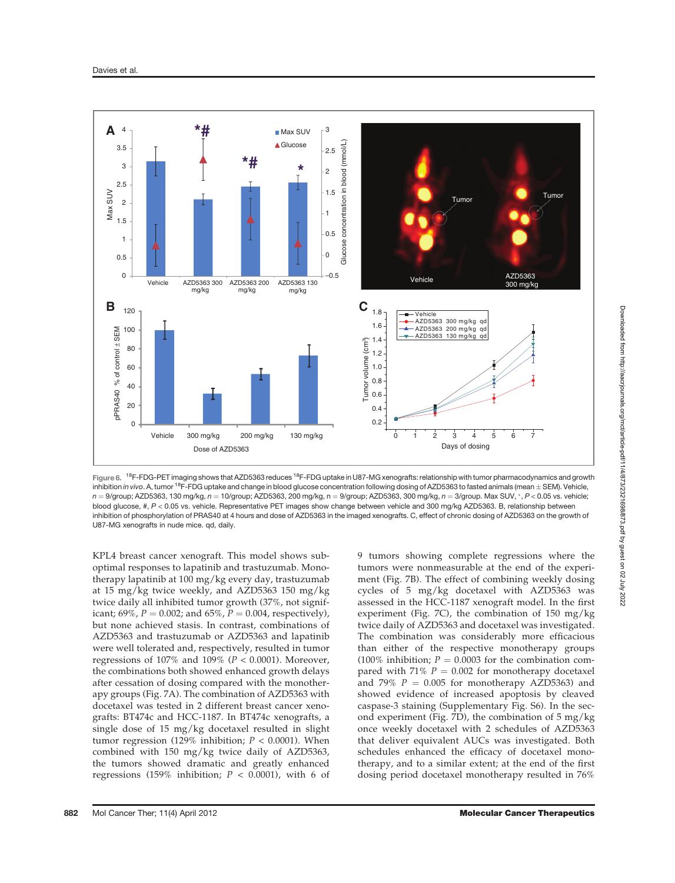Figure 6. [18]F-FDG-PET imaging shows that AZD5363 reduces [18]F-FDG uptake in U87-MG xenografts: relationship with tumor pharmacodynamics and growth inhibition *in vivo*. A, tumor [18]F-FDG uptake and change in blood glucose concentration following dosing of AZD5363 to fasted animals (mean ± SEM). Vehicle, $n = 9$/group; AZD5363, 130 mg/kg, $n = 10$/group; AZD5363, 200 mg/kg, $n = 9$/group; AZD5363, 300 mg/kg, $n = 3$/group. Max SUV, *, $P < 0.05$ vs. vehicle; blood glucose, #, $P < 0.05$ vs. vehicle. Representative PET images show change between vehicle and 300 mg/kg AZD5363. B, relationship between inhibition of phosphorylation of PRAS40 at 4 hours and dose of AZD5363 in the imaged xenografts. C, effect of chronic dosing of AZD5363 on the growth of U87-MG xenografts in nude mice. qd, daily.

KPL4 breast cancer xenograft. This model shows suboptimal responses to lapatinib and trastuzumab. Monotherapy lapatinib at 100 mg/kg every day, trastuzumab at 15 mg/kg twice weekly, and AZD5363 150 mg/kg twice daily all inhibited tumor growth (37%, not significant; 69%, $P = 0.002$; and 65%, $P = 0.004$, respectively), but none achieved stasis. In contrast, combinations of AZD5363 and trastuzumab or AZD5363 and lapatinib were well tolerated and, respectively, resulted in tumor regressions of 107% and 109% ($P < 0.0001$). Moreover, the combinations both showed enhanced growth delays after cessation of dosing compared with the monotherapy groups (Fig. 7A). The combination of AZD5363 with docetaxel was tested in 2 different breast cancer xenografts: BT474c and HCC-1187. In BT474c xenografts, a single dose of 15 mg/kg docetaxel resulted in slight tumor regression (129% inhibition; $P < 0.0001$). When combined with 150 mg/kg twice daily of AZD5363, the tumors showed dramatic and greatly enhanced regressions (159% inhibition; $P < 0.0001$), with 6 of 9 tumors showing complete regressions where the tumors were nonmeasurable at the end of the experiment (Fig. 7B). The effect of combining weekly dosing cycles of 5 mg/kg docetaxel with AZD5363 was assessed in the HCC-1187 xenograft model. In the first experiment (Fig. 7C), the combination of 150 mg/kg twice daily of AZD5363 and docetaxel was investigated. The combination was considerably more efficacious than either of the respective monotherapy groups (100% inhibition; $P = 0.0003$ for the combination compared with 71% $P = 0.002$ for monotherapy docetaxel and 79% $P = 0.005$ for monotherapy AZD5363) and showed evidence of increased apoptosis by cleaved caspase-3 staining (Supplementary Fig. S6). In the second experiment (Fig. 7D), the combination of 5 mg/kg once weekly docetaxel with 2 schedules of AZD5363 that deliver equivalent AUCs was investigated. Both schedules enhanced the efficacy of docetaxel monotherapy, and to a similar extent; at the end of the first dosing period docetaxel monotherapy resulted in 76%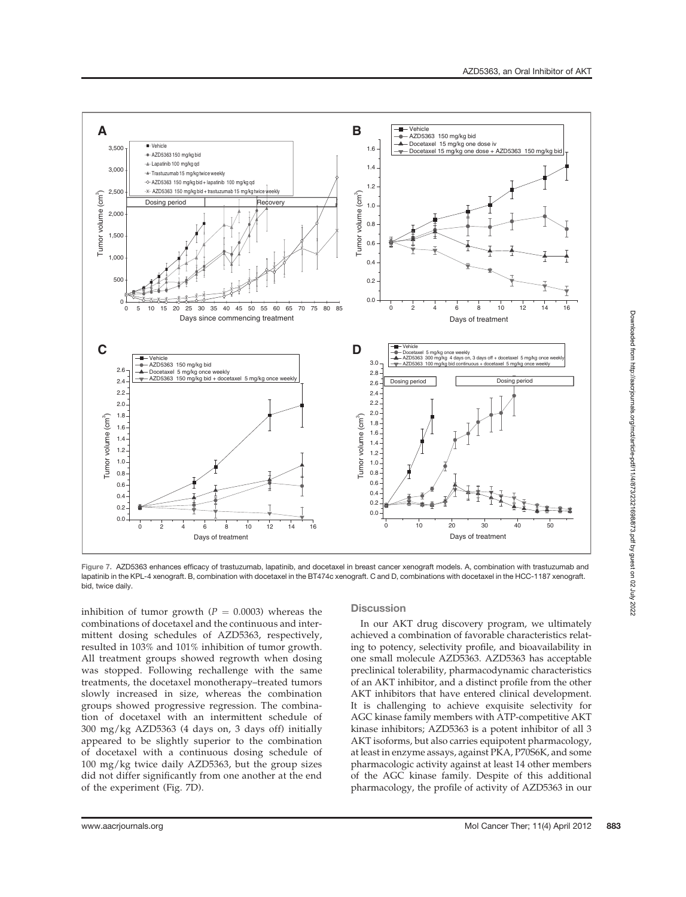Figure 7. AZD5363 enhances efficacy of trastuzumab, lapatinib, and docetaxel in breast cancer xenograft models. A, combination with trastuzumab and lapatinib in the KPL-4 xenograft. B, combination with docetaxel in the BT474c xenograft. C and D, combinations with docetaxel in the HCC-1187 xenograft. bid, twice daily.

inhibition of tumor growth ($P = 0.0003$) whereas the combinations of docetaxel and the continuous and intermittent dosing schedules of AZD5363, respectively, resulted in 103% and 101% inhibition of tumor growth. All treatment groups showed regrowth when dosing was stopped. Following rechallenge with the same treatments, the docetaxel monotherapy–treated tumors slowly increased in size, whereas the combination groups showed progressive regression. The combination of docetaxel with an intermittent schedule of 300 mg/kg AZD5363 (4 days on, 3 days off) initially appeared to be slightly superior to the combination of docetaxel with a continuous dosing schedule of 100 mg/kg twice daily AZD5363, but the group sizes did not differ significantly from one another at the end of the experiment (Fig. 7D).

## Discussion

In our AKT drug discovery program, we ultimately achieved a combination of favorable characteristics relating to potency, selectivity profile, and bioavailability in one small molecule AZD5363. AZD5363 has acceptable preclinical tolerability, pharmacodynamic characteristics of an AKT inhibitor, and a distinct profile from the other AKT inhibitors that have entered clinical development. It is challenging to achieve exquisite selectivity for AGC kinase family members with ATP-competitive AKT kinase inhibitors; AZD5363 is a potent inhibitor of all 3 AKT isoforms, but also carries equipotent pharmacology, at least in enzyme assays, against PKA, P70S6K, and some pharmacologic activity against at least 14 other members of the AGC kinase family. Despite of this additional pharmacology, the profile of activity of AZD5363 in our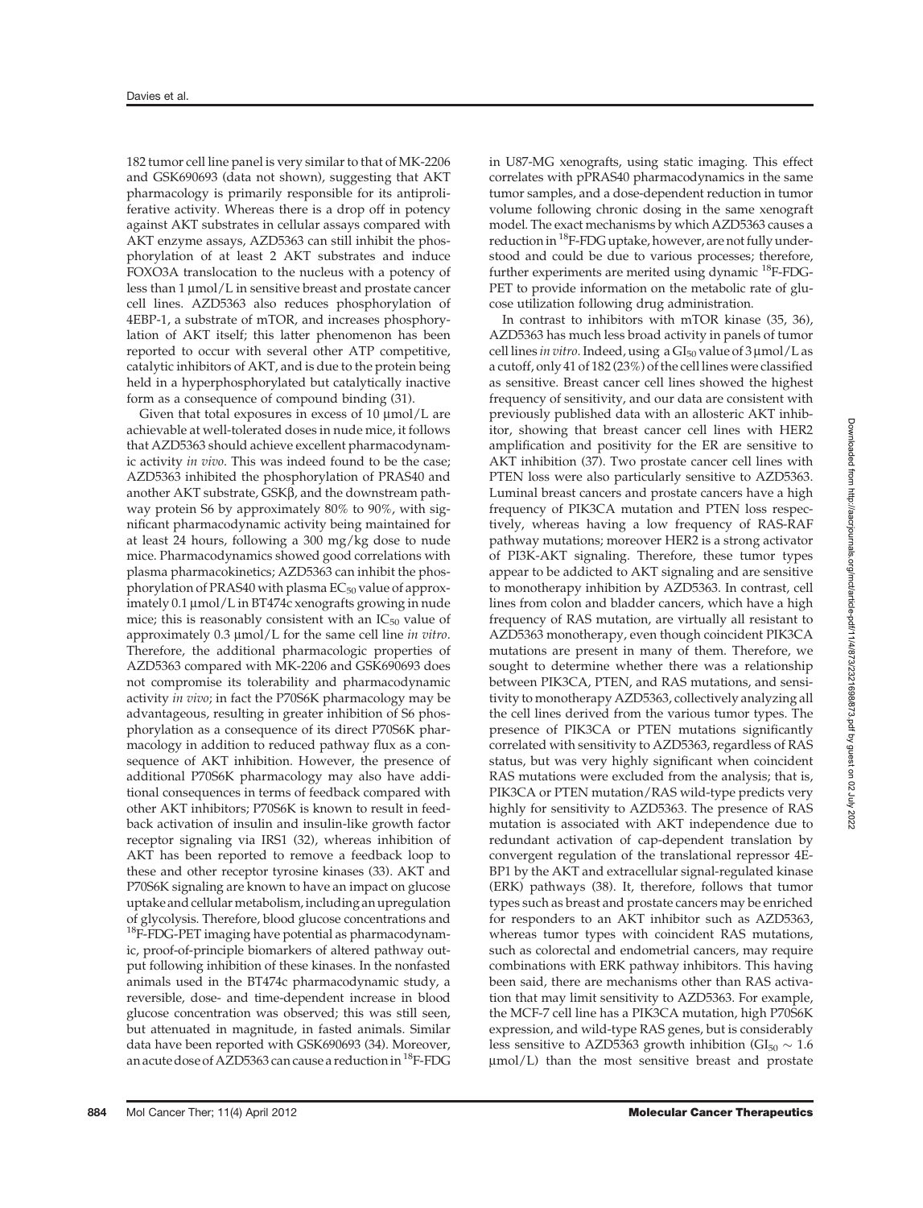182 tumor cell line panel is very similar to that of MK-2206 and GSK690693 (data not shown), suggesting that AKT pharmacology is primarily responsible for its antiproliferative activity. Whereas there is a drop off in potency against AKT substrates in cellular assays compared with AKT enzyme assays, AZD5363 can still inhibit the phosphorylation of at least 2 AKT substrates and induce FOXO3A translocation to the nucleus with a potency of less than 1 μmol/L in sensitive breast and prostate cancer cell lines. AZD5363 also reduces phosphorylation of 4EBP-1, a substrate of mTOR, and increases phosphorylation of AKT itself; this latter phenomenon has been reported to occur with several other ATP competitive, catalytic inhibitors of AKT, and is due to the protein being held in a hyperphosphorylated but catalytically inactive form as a consequence of compound binding (31).

Given that total exposures in excess of 10 μmol/L are achievable at well-tolerated doses in nude mice, it follows that AZD5363 should achieve excellent pharmacodynamic activity *in vivo*. This was indeed found to be the case; AZD5363 inhibited the phosphorylation of PRAS40 and another AKT substrate, GSKβ, and the downstream pathway protein S6 by approximately 80% to 90%, with significant pharmacodynamic activity being maintained for at least 24 hours, following a 300 mg/kg dose to nude mice. Pharmacodynamics showed good correlations with plasma pharmacokinetics; AZD5363 can inhibit the phosphorylation of PRAS40 with plasma $EC_{50}$ value of approximately 0.1 μmol/L in BT474c xenografts growing in nude mice; this is reasonably consistent with an $IC_{50}$ value of approximately 0.3 μmol/L for the same cell line *in vitro*. Therefore, the additional pharmacologic properties of AZD5363 compared with MK-2206 and GSK690693 does not compromise its tolerability and pharmacodynamic activity *in vivo*; in fact the P70S6K pharmacology may be advantageous, resulting in greater inhibition of S6 phosphorylation as a consequence of its direct P70S6K pharmacology in addition to reduced pathway flux as a consequence of AKT inhibition. However, the presence of additional P70S6K pharmacology may also have additional consequences in terms of feedback compared with other AKT inhibitors; P70S6K is known to result in feedback activation of insulin and insulin-like growth factor receptor signaling via IRS1 (32), whereas inhibition of AKT has been reported to remove a feedback loop to these and other receptor tyrosine kinases (33). AKT and P70S6K signaling are known to have an impact on glucose uptake and cellular metabolism, including an upregulation of glycolysis. Therefore, blood glucose concentrations and $^{18}$F-FDG-PET imaging have potential as pharmacodynamic, proof-of-principle biomarkers of altered pathway output following inhibition of these kinases. In the nonfasted animals used in the BT474c pharmacodynamic study, a reversible, dose- and time-dependent increase in blood glucose concentration was observed; this was still seen, but attenuated in magnitude, in fasted animals. Similar data have been reported with GSK690693 (34). Moreover, an acute dose of AZD5363 can cause a reduction in $^{18}$F-FDG in U87-MG xenografts, using static imaging. This effect correlates with pPRAS40 pharmacodynamics in the same tumor samples, and a dose-dependent reduction in tumor volume following chronic dosing in the same xenograft model. The exact mechanisms by which AZD5363 causes a reduction in $^{18}$F-FDG uptake, however, are not fully understood and could be due to various processes; therefore, further experiments are merited using dynamic $^{18}$F-FDG-PET to provide information on the metabolic rate of glucose utilization following drug administration.

In contrast to inhibitors with mTOR kinase (35, 36), AZD5363 has much less broad activity in panels of tumor cell lines *in vitro*. Indeed, using a $GI_{50}$ value of 3 μmol/L as a cutoff, only 41 of 182 (23%) of the cell lines were classified as sensitive. Breast cancer cell lines showed the highest frequency of sensitivity, and our data are consistent with previously published data with an allosteric AKT inhibitor, showing that breast cancer cell lines with HER2 amplification and positivity for the ER are sensitive to AKT inhibition (37). Two prostate cancer cell lines with PTEN loss were also particularly sensitive to AZD5363. Luminal breast cancers and prostate cancers have a high frequency of PIK3CA mutation and PTEN loss respectively, whereas having a low frequency of RAS-RAF pathway mutations; moreover HER2 is a strong activator of PI3K-AKT signaling. Therefore, these tumor types appear to be addicted to AKT signaling and are sensitive to monotherapy inhibition by AZD5363. In contrast, cell lines from colon and bladder cancers, which have a high frequency of RAS mutation, are virtually all resistant to AZD5363 monotherapy, even though coincident PIK3CA mutations are present in many of them. Therefore, we sought to determine whether there was a relationship between PIK3CA, PTEN, and RAS mutations, and sensitivity to monotherapy AZD5363, collectively analyzing all the cell lines derived from the various tumor types. The presence of PIK3CA or PTEN mutations significantly correlated with sensitivity to AZD5363, regardless of RAS status, but was very highly significant when coincident RAS mutations were excluded from the analysis; that is, PIK3CA or PTEN mutation/RAS wild-type predicts very highly for sensitivity to AZD5363. The presence of RAS mutation is associated with AKT independence due to redundant activation of cap-dependent translation by convergent regulation of the translational repressor 4E-BP1 by the AKT and extracellular signal-regulated kinase (ERK) pathways (38). It, therefore, follows that tumor types such as breast and prostate cancers may be enriched for responders to an AKT inhibitor such as AZD5363, whereas tumor types with coincident RAS mutations, such as colorectal and endometrial cancers, may require combinations with ERK pathway inhibitors. This having been said, there are mechanisms other than RAS activation that may limit sensitivity to AZD5363. For example, the MCF-7 cell line has a PIK3CA mutation, high P70S6K expression, and wild-type RAS genes, but is considerably less sensitive to AZD5363 growth inhibition ($GI_{50} \sim 1.6$ μmol/L) than the most sensitive breast and prostate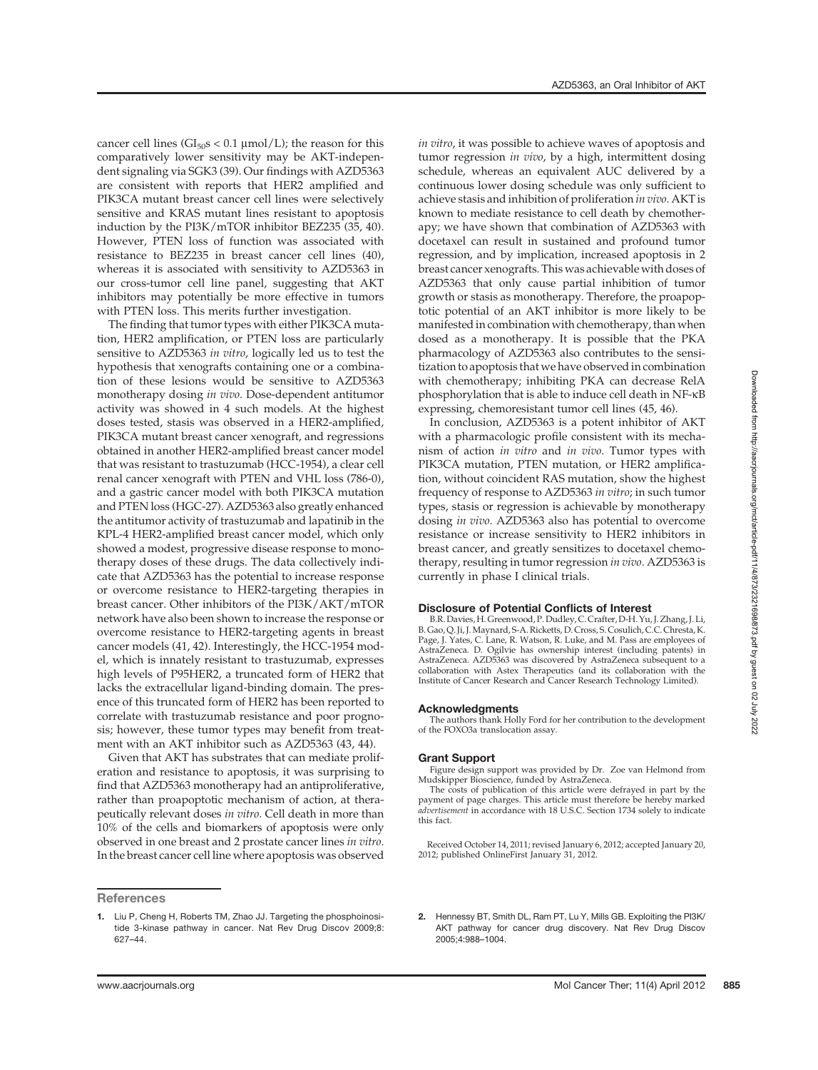cancer cell lines ($GI_{50}$s < 0.1 μmol/L); the reason for this comparatively lower sensitivity may be AKT-independent signaling via SGK3 (39). Our findings with AZD5363 are consistent with reports that HER2 amplified and PIK3CA mutant breast cancer cell lines were selectively sensitive and KRAS mutant lines resistant to apoptosis induction by the PI3K/mTOR inhibitor BEZ235 (35, 40). However, PTEN loss of function was associated with resistance to BEZ235 in breast cancer cell lines (40), whereas it is associated with sensitivity to AZD5363 in our cross-tumor cell line panel, suggesting that AKT inhibitors may potentially be more effective in tumors with PTEN loss. This merits further investigation.

The finding that tumor types with either PIK3CA mutation, HER2 amplification, or PTEN loss are particularly sensitive to AZD5363 *in vitro*, logically led us to test the hypothesis that xenografts containing one or a combination of these lesions would be sensitive to AZD5363 monotherapy dosing *in vivo*. Dose-dependent antitumor activity was showed in 4 such models. At the highest doses tested, stasis was observed in a HER2-amplified, PIK3CA mutant breast cancer xenograft, and regressions obtained in another HER2-amplified breast cancer model that was resistant to trastuzumab (HCC-1954), a clear cell renal cancer xenograft with PTEN and VHL loss (786-0), and a gastric cancer model with both PIK3CA mutation and PTEN loss (HGC-27). AZD5363 also greatly enhanced the antitumor activity of trastuzumab and lapatinib in the KPL-4 HER2-amplified breast cancer model, which only showed a modest, progressive disease response to monotherapy doses of these drugs. The data collectively indicate that AZD5363 has the potential to increase response or overcome resistance to HER2-targeting therapies in breast cancer. Other inhibitors of the PI3K/AKT/mTOR network have also been shown to increase the response or overcome resistance to HER2-targeting agents in breast cancer models (41, 42). Interestingly, the HCC-1954 model, which is innately resistant to trastuzumab, expresses high levels of P95HER2, a truncated form of HER2 that lacks the extracellular ligand-binding domain. The presence of this truncated form of HER2 has been reported to correlate with trastuzumab resistance and poor prognosis; however, these tumor types may benefit from treatment with an AKT inhibitor such as AZD5363 (43, 44).

Given that AKT has substrates that can mediate proliferation and resistance to apoptosis, it was surprising to find that AZD5363 monotherapy had an antiproliferative, rather than proapoptotic mechanism of action, at therapeutically relevant doses *in vitro*. Cell death in more than 10% of the cells and biomarkers of apoptosis were only observed in one breast and 2 prostate cancer lines *in vitro*. In the breast cancer cell line where apoptosis was observed *in vitro*, it was possible to achieve waves of apoptosis and tumor regression *in vivo*, by a high, intermittent dosing schedule, whereas an equivalent AUC delivered by a continuous lower dosing schedule was only sufficient to achieve stasis and inhibition of proliferation *in vivo*. AKT is known to mediate resistance to cell death by chemotherapy; we have shown that combination of AZD5363 with docetaxel can result in sustained and profound tumor regression, and by implication, increased apoptosis in 2 breast cancer xenografts. This was achievable with doses of AZD5363 that only cause partial inhibition of tumor growth or stasis as monotherapy. Therefore, the proapoptotic potential of an AKT inhibitor is more likely to be manifested in combination with chemotherapy, than when dosed as a monotherapy. It is possible that the PKA pharmacology of AZD5363 also contributes to the sensitization to apoptosis that we have observed in combination with chemotherapy; inhibiting PKA can decrease RelA phosphorylation that is able to induce cell death in NF-κB expressing, chemoresistant tumor cell lines (45, 46).

In conclusion, AZD5363 is a potent inhibitor of AKT with a pharmacologic profile consistent with its mechanism of action *in vitro* and *in vivo*. Tumor types with PIK3CA mutation, PTEN mutation, or HER2 amplification, without coincident RAS mutation, show the highest frequency of response to AZD5363 *in vitro*; in such tumor types, stasis or regression is achievable by monotherapy dosing *in vivo*. AZD5363 also has potential to overcome resistance or increase sensitivity to HER2 inhibitors in breast cancer, and greatly sensitizes to docetaxel chemotherapy, resulting in tumor regression *in vivo*. AZD5363 is currently in phase I clinical trials.

## Disclosure of Potential Conflicts of Interest

B.R. Davies, H. Greenwood, P. Dudley, C. Crafter, D-H. Yu, J. Zhang, J. Li, B. Gao, Q. Ji, J. Maynard, S-A. Ricketts, D. Cross, S. Cosulich, C.C. Chresta, K. Page, J. Yates, C. Lane, R. Watson, R. Luke, and M. Pass are employees of AstraZeneca. D. Ogilvie has ownership interest (including patents) in AstraZeneca. AZD5363 was discovered by AstraZeneca subsequent to a collaboration with Astex Therapeutics (and its collaboration with the Institute of Cancer Research and Cancer Research Technology Limited).

## Acknowledgments

The authors thank Holly Ford for her contribution to the development of the FOXO3a translocation assay.

## Grant Support

Figure design support was provided by Dr. Zoe van Helmond from Mudskipper Bioscience, funded by AstraZeneca.

The costs of publication of this article were defrayed in part by the payment of page charges. This article must therefore be hereby marked *advertisement* in accordance with 18 U.S.C. Section 1734 solely to indicate this fact.

Received October 14, 2011; revised January 6, 2012; accepted January 20, 2012; published OnlineFirst January 31, 2012.

## References

1. Liu P, Cheng H, Roberts TM, Zhao JJ. Targeting the phosphoinositide 3-kinase pathway in cancer. Nat Rev Drug Discov 2009;8: 627–44.
2. Hennessy BT, Smith DL, Ram PT, Lu Y, Mills GB. Exploiting the PI3K/AKT pathway for cancer drug discovery. Nat Rev Drug Discov 2005;4:988–1004.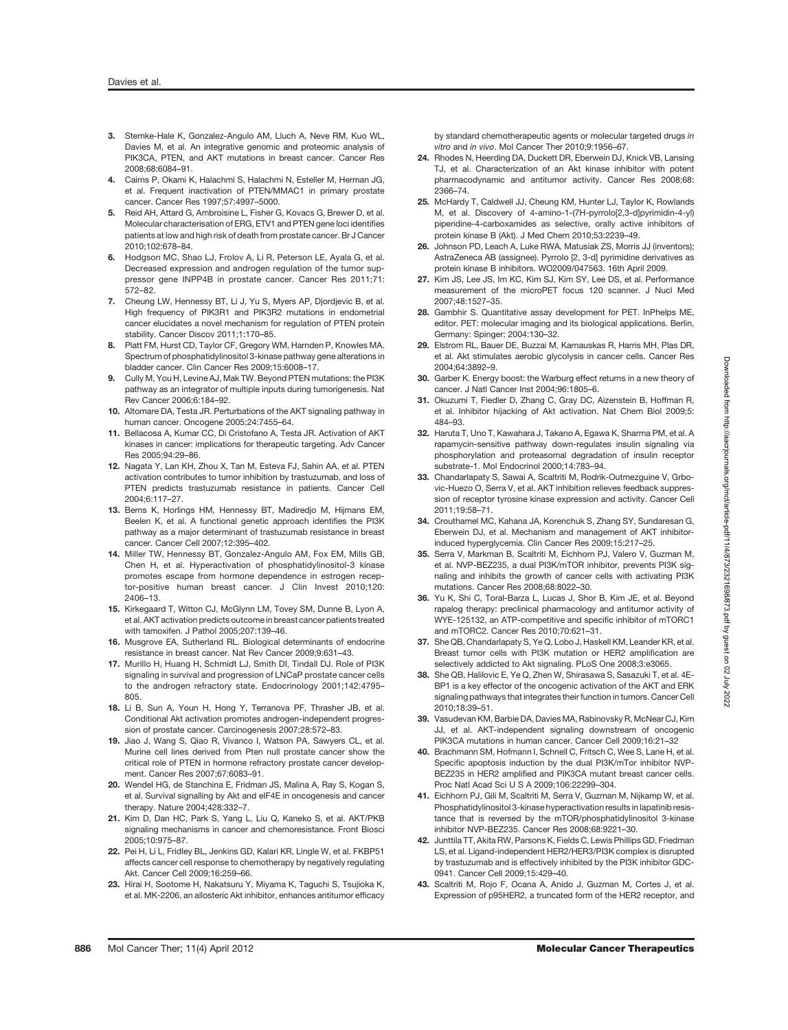3. Stemke-Hale K, Gonzalez-Angulo AM, Lluch A, Neve RM, Kuo WL, Davies M, et al. An integrative genomic and proteomic analysis of PIK3CA, PTEN, and AKT mutations in breast cancer. Cancer Res 2008;68:6084–91.
4. Cairns P, Okami K, Halachmi S, Halachmi N, Esteller M, Herman JG, et al. Frequent inactivation of PTEN/MMAC1 in primary prostate cancer. Cancer Res 1997;57:4997–5000.
5. Reid AH, Attard G, Ambroisine L, Fisher G, Kovacs G, Brewer D, et al. Molecular characterisation of ERG, ETV1 and PTEN gene loci identifies patients at low and high risk of death from prostate cancer. Br J Cancer 2010;102:678–84.
6. Hodgson MC, Shao LJ, Frolov A, Li R, Peterson LE, Ayala G, et al. Decreased expression and androgen regulation of the tumor suppressor gene INPP4B in prostate cancer. Cancer Res 2011;71: 572–82.
7. Cheung LW, Hennessy BT, Li J, Yu S, Myers AP, Djordjevic B, et al. High frequency of PIK3R1 and PIK3R2 mutations in endometrial cancer elucidates a novel mechanism for regulation of PTEN protein stability. Cancer Discov 2011;1:170–85.
8. Platt FM, Hurst CD, Taylor CF, Gregory WM, Harnden P, Knowles MA. Spectrum of phosphatidylinositol 3-kinase pathway gene alterations in bladder cancer. Clin Cancer Res 2009;15:6008–17.
9. Cully M, You H, Levine AJ, Mak TW. Beyond PTEN mutations: the PI3K pathway as an integrator of multiple inputs during tumorigenesis. Nat Rev Cancer 2006;6:184–92.
10. Altomare DA, Testa JR. Perturbations of the AKT signaling pathway in human cancer. Oncogene 2005;24:7455–64.
11. Bellacosa A, Kumar CC, Di Cristofano A, Testa JR. Activation of AKT kinases in cancer: implications for therapeutic targeting. Adv Cancer Res 2005;94:29–86.
12. Nagata Y, Lan KH, Zhou X, Tan M, Esteva FJ, Sahin AA, et al. PTEN activation contributes to tumor inhibition by trastuzumab, and loss of PTEN predicts trastuzumab resistance in patients. Cancer Cell 2004;6:117–27.
13. Berns K, Horlings HM, Hennessy BT, Madiredjo M, Hijmans EM, Beelen K, et al. A functional genetic approach identifies the PI3K pathway as a major determinant of trastuzumab resistance in breast cancer. Cancer Cell 2007;12:395–402.
14. Miller TW, Hennessy BT, Gonzalez-Angulo AM, Fox EM, Mills GB, Chen H, et al. Hyperactivation of phosphatidylinositol-3 kinase promotes escape from hormone dependence in estrogen receptor-positive human breast cancer. J Clin Invest 2010;120: 2406–13.
15. Kirkegaard T, Witton CJ, McGlynn LM, Tovey SM, Dunne B, Lyon A, et al. AKT activation predicts outcome in breast cancer patients treated with tamoxifen. J Pathol 2005;207:139–46.
16. Musgrove EA, Sutherland RL. Biological determinants of endocrine resistance in breast cancer. Nat Rev Cancer 2009;9:631–43.
17. Murillo H, Huang H, Schmidt LJ, Smith DI, Tindall DJ. Role of PI3K signaling in survival and progression of LNCaP prostate cancer cells to the androgen refractory state. Endocrinology 2001;142:4795–805.
18. Li B, Sun A, Youn H, Hong Y, Terranova PF, Thrasher JB, et al. Conditional Akt activation promotes androgen-independent progression of prostate cancer. Carcinogenesis 2007;28:572–83.
19. Jiao J, Wang S, Qiao R, Vivanco I, Watson PA, Sawyers CL, et al. Murine cell lines derived from Pten null prostate cancer show the critical role of PTEN in hormone refractory prostate cancer development. Cancer Res 2007;67:6083–91.
20. Wendel HG, de Stanchina E, Fridman JS, Malina A, Ray S, Kogan S, et al. Survival signalling by Akt and eIF4E in oncogenesis and cancer therapy. Nature 2004;428:332–7.
21. Kim D, Dan HC, Park S, Yang L, Liu Q, Kaneko S, et al. AKT/PKB signaling mechanisms in cancer and chemoresistance. Front Biosci 2005;10:975–87.
22. Pei H, Li L, Fridley BL, Jenkins GD, Kalari KR, Lingle W, et al. FKBP51 affects cancer cell response to chemotherapy by negatively regulating Akt. Cancer Cell 2009;16:259–66.
23. Hirai H, Sootome H, Nakatsuru Y, Miyama K, Taguchi S, Tsujioka K, et al. MK-2206, an allosteric Akt inhibitor, enhances antitumor efficacy by standard chemotherapeutic agents or molecular targeted drugs *in vitro* and *in vivo*. Mol Cancer Ther 2010;9:1956–67.
24. Rhodes N, Heerding DA, Duckett DR, Eberwein DJ, Knick VB, Lansing TJ, et al. Characterization of an Akt kinase inhibitor with potent pharmacodynamic and antitumor activity. Cancer Res 2008;68: 2366–74.
25. McHardy T, Caldwell JJ, Cheung KM, Hunter LJ, Taylor K, Rowlands M, et al. Discovery of 4-amino-1-(7H-pyrrolo[2,3-d]pyrimidin-4-yl) piperidine-4-carboxamides as selective, orally active inhibitors of protein kinase B (Akt). J Med Chem 2010;53:2239–49.
26. Johnson PD, Leach A, Luke RWA, Matusiak ZS, Morris JJ (inventors); AstraZeneca AB (assignee). Pyrrolo [2, 3-d] pyrimidine derivatives as protein kinase B inhibitors. WO2009/047563. 16th April 2009.
27. Kim JS, Lee JS, Im KC, Kim SJ, Kim SY, Lee DS, et al. Performance measurement of the microPET focus 120 scanner. J Nucl Med 2007;48:1527–35.
28. Gambhir S. Quantitative assay development for PET. InPhelps ME, editor. PET: molecular imaging and its biological applications. Berlin, Germany: Spinger; 2004:130–32.
29. Elstrom RL, Bauer DE, Buzzai M, Karnauskas R, Harris MH, Plas DR, et al. Akt stimulates aerobic glycolysis in cancer cells. Cancer Res 2004;64:3892–9.
30. Garber K. Energy boost: the Warburg effect returns in a new theory of cancer. J Natl Cancer Inst 2004;96:1805–6.
31. Okuzumi T, Fiedler D, Zhang C, Gray DC, Aizenstein B, Hoffman R, et al. Inhibitor hijacking of Akt activation. Nat Chem Biol 2009;5: 484–93.
32. Haruta T, Uno T, Kawahara J, Takano A, Egawa K, Sharma PM, et al. A rapamycin-sensitive pathway down-regulates insulin signaling via phosphorylation and proteasomal degradation of insulin receptor substrate-1. Mol Endocrinol 2000;14:783–94.
33. Chandarlapaty S, Sawai A, Scaltriti M, Rodrik-Outmezguine V, Grbovic-Huezo O, Serra V, et al. AKT inhibition relieves feedback suppression of receptor tyrosine kinase expression and activity. Cancer Cell 2011;19:58–71.
34. Crouthamel MC, Kahana JA, Korenchuk S, Zhang SY, Sundaresan G, Eberwein DJ, et al. Mechanism and management of AKT inhibitor-induced hyperglycemia. Clin Cancer Res 2009;15:217–25.
35. Serra V, Markman B, Scaltriti M, Eichhorn PJ, Valero V, Guzman M, et al. NVP-BEZ235, a dual PI3K/mTOR inhibitor, prevents PI3K signaling and inhibits the growth of cancer cells with activating PI3K mutations. Cancer Res 2008;68:8022–30.
36. Yu K, Shi C, Toral-Barza L, Lucas J, Shor B, Kim JE, et al. Beyond rapalog therapy: preclinical pharmacology and antitumor activity of WYE-125132, an ATP-competitive and specific inhibitor of mTORC1 and mTORC2. Cancer Res 2010;70:621–31.
37. She QB, Chandarlapaty S, Ye Q, Lobo J, Haskell KM, Leander KR, et al. Breast tumor cells with PI3K mutation or HER2 amplification are selectively addicted to Akt signaling. PLoS One 2008;3:e3065.
38. She QB, Halilovic E, Ye Q, Zhen W, Shirasawa S, Sasazuki T, et al. 4E-BP1 is a key effector of the oncogenic activation of the AKT and ERK signaling pathways that integrates their function in tumors. Cancer Cell 2010;18:39–51.
39. Vasudevan KM, Barbie DA, Davies MA, Rabinovsky R, McNear CJ, Kim JJ, et al. AKT-independent signaling downstream of oncogenic PIK3CA mutations in human cancer. Cancer Cell 2009;16:21–32
40. Brachmann SM, Hofmann I, Schnell C, Fritsch C, Wee S, Lane H, et al. Specific apoptosis induction by the dual PI3K/mTor inhibitor NVP-BEZ235 in HER2 amplified and PIK3CA mutant breast cancer cells. Proc Natl Acad Sci U S A 2009;106:22299–304.
41. Eichhorn PJ, Gili M, Scaltriti M, Serra V, Guzman M, Nijkamp W, et al. Phosphatidylinositol 3-kinase hyperactivation results in lapatinib resistance that is reversed by the mTOR/phosphatidylinositol 3-kinase inhibitor NVP-BEZ235. Cancer Res 2008;68:9221–30.
42. Junttila TT, Akita RW, Parsons K, Fields C, Lewis Phillips GD, Friedman LS, et al. Ligand-independent HER2/HER3/PI3K complex is disrupted by trastuzumab and is effectively inhibited by the PI3K inhibitor GDC-0941. Cancer Cell 2009;15:429–40.
43. Scaltriti M, Rojo F, Ocana A, Anido J, Guzman M, Cortes J, et al. Expression of p95HER2, a truncated form of the HER2 receptor, and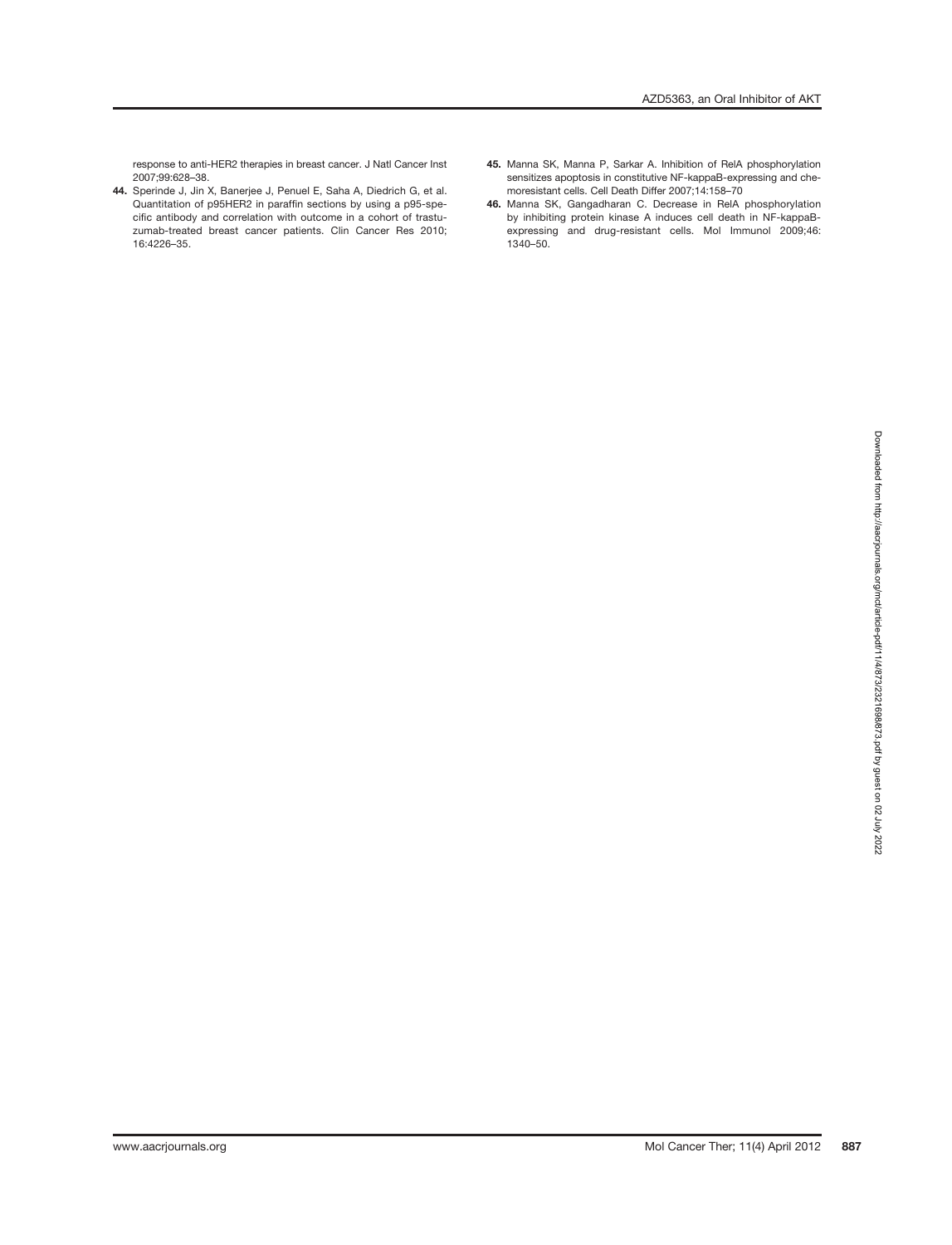response to anti-HER2 therapies in breast cancer. J Natl Cancer Inst 2007;99:628–38.

**44.** Sperinde J, Jin X, Banerjee J, Penuel E, Saha A, Diedrich G, et al. Quantitation of p95HER2 in paraffin sections by using a p95-specific antibody and correlation with outcome in a cohort of trastuzumab-treated breast cancer patients. Clin Cancer Res 2010; 16:4226–35.

**45.** Manna SK, Manna P, Sarkar A. Inhibition of RelA phosphorylation sensitizes apoptosis in constitutive NF-kappaB-expressing and chemoresistant cells. Cell Death Differ 2007;14:158–70

**46.** Manna SK, Gangadharan C. Decrease in RelA phosphorylation by inhibiting protein kinase A induces cell death in NF-kappaB-expressing and drug-resistant cells. Mol Immunol 2009;46: 1340–50.